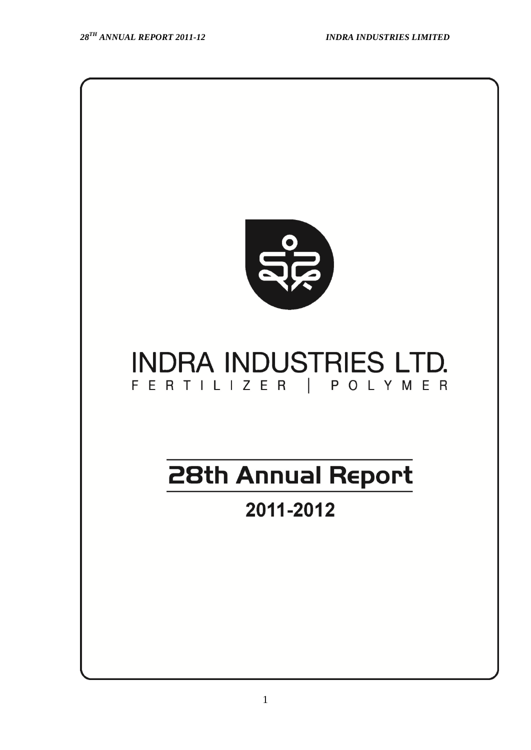# INDRA INDUSTRIES LTD.

FERTILIZER | POLYMER

## 28th Annual Report

## 2011-2012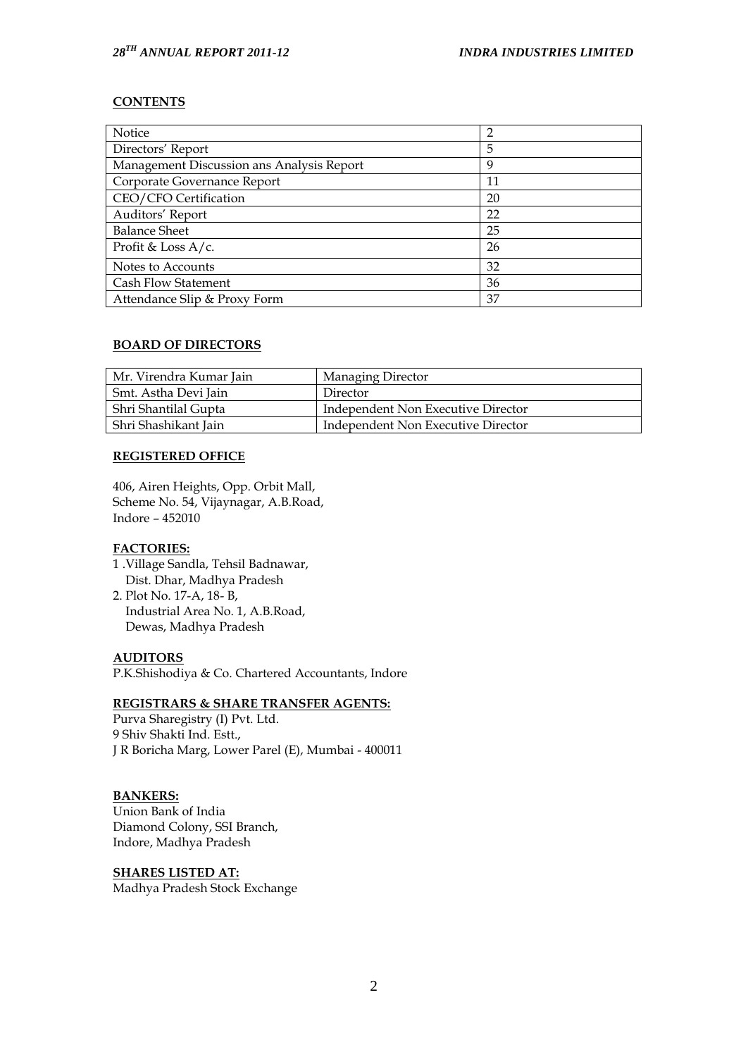## CONTENTS

| | |
|---|---|
| Notice | 2 |
| Directors' Report | 5 |
| Management Discussion ans Analysis Report | 9 |
| Corporate Governance Report | 11 |
| CEO/CFO Certification | 20 |
| Auditors' Report | 22 |
| Balance Sheet | 25 |
| Profit & Loss A/c. | 26 |
| Notes to Accounts | 32 |
| Cash Flow Statement | 36 |
| Attendance Slip & Proxy Form | 37 |

## BOARD OF DIRECTORS

| | |
|---|---|
| Mr. Virendra Kumar Jain | Managing Director |
| Smt. Astha Devi Jain | Director |
| Shri Shantilal Gupta | Independent Non Executive Director |
| Shri Shashikant Jain | Independent Non Executive Director |

## REGISTERED OFFICE

406, Airen Heights, Opp. Orbit Mall,
Scheme No. 54, Vijaynagar, A.B.Road,
Indore – 452010

## FACTORIES:

1. Village Sandla, Tehsil Badnawar,
   Dist. Dhar, Madhya Pradesh
2. Plot No. 17-A, 18- B,
   Industrial Area No. 1, A.B.Road,
   Dewas, Madhya Pradesh

## AUDITORS

P.K.Shishodiya & Co. Chartered Accountants, Indore

## REGISTRARS & SHARE TRANSFER AGENTS:

Purva Sharegistry (I) Pvt. Ltd.
9 Shiv Shakti Ind. Estt.,
J R Boricha Marg, Lower Parel (E), Mumbai - 400011

## BANKERS:

Union Bank of India
Diamond Colony, SSI Branch,
Indore, Madhya Pradesh

## SHARES LISTED AT:

Madhya Pradesh Stock Exchange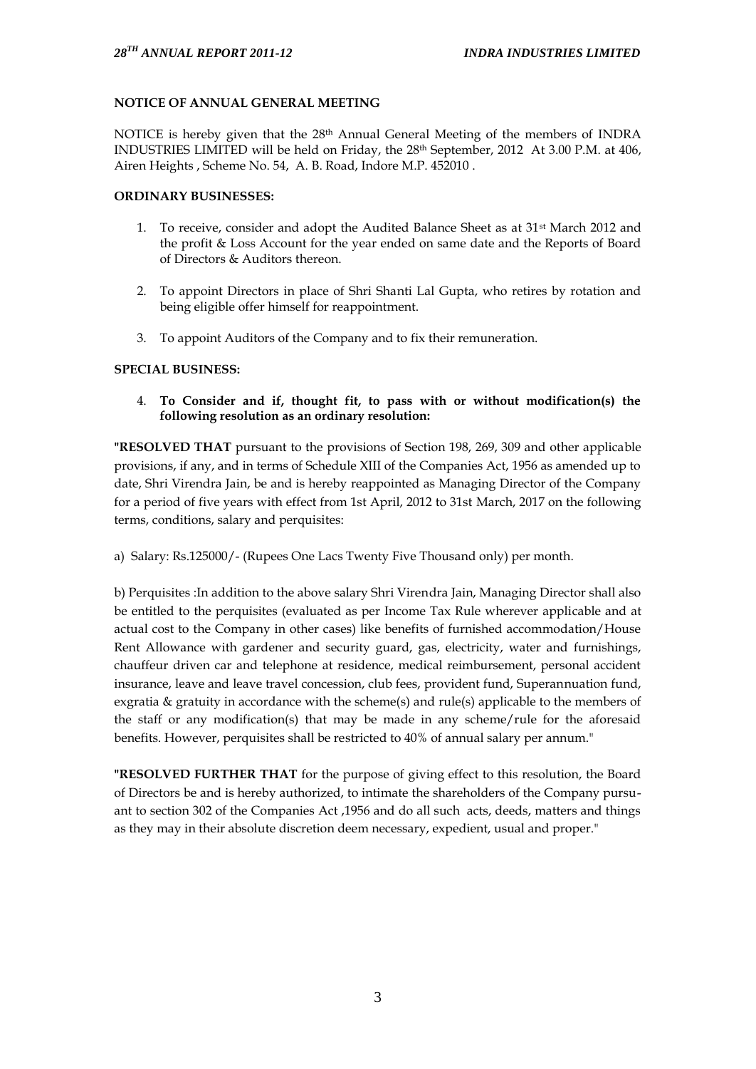## NOTICE OF ANNUAL GENERAL MEETING

NOTICE is hereby given that the 28th Annual General Meeting of the members of INDRA INDUSTRIES LIMITED will be held on Friday, the 28th September, 2012 At 3.00 P.M. at 406, Airen Heights , Scheme No. 54, A. B. Road, Indore M.P. 452010 .

### ORDINARY BUSINESSES:

1. To receive, consider and adopt the Audited Balance Sheet as at 31st March 2012 and the profit & Loss Account for the year ended on same date and the Reports of Board of Directors & Auditors thereon.

2. To appoint Directors in place of Shri Shanti Lal Gupta, who retires by rotation and being eligible offer himself for reappointment.

3. To appoint Auditors of the Company and to fix their remuneration.

### SPECIAL BUSINESS:

4. **To Consider and if, thought fit, to pass with or without modification(s) the following resolution as an ordinary resolution:**

**"RESOLVED THAT** pursuant to the provisions of Section 198, 269, 309 and other applicable provisions, if any, and in terms of Schedule XIII of the Companies Act, 1956 as amended up to date, Shri Virendra Jain, be and is hereby reappointed as Managing Director of the Company for a period of five years with effect from 1st April, 2012 to 31st March, 2017 on the following terms, conditions, salary and perquisites:

a) Salary: Rs.125000/- (Rupees One Lacs Twenty Five Thousand only) per month.

b) Perquisites :In addition to the above salary Shri Virendra Jain, Managing Director shall also be entitled to the perquisites (evaluated as per Income Tax Rule wherever applicable and at actual cost to the Company in other cases) like benefits of furnished accommodation/House Rent Allowance with gardener and security guard, gas, electricity, water and furnishings, chauffeur driven car and telephone at residence, medical reimbursement, personal accident insurance, leave and leave travel concession, club fees, provident fund, Superannuation fund, exgratia & gratuity in accordance with the scheme(s) and rule(s) applicable to the members of the staff or any modification(s) that may be made in any scheme/rule for the aforesaid benefits. However, perquisites shall be restricted to 40% of annual salary per annum."

**"RESOLVED FURTHER THAT** for the purpose of giving effect to this resolution, the Board of Directors be and is hereby authorized, to intimate the shareholders of the Company pursuant to section 302 of the Companies Act ,1956 and do all such acts, deeds, matters and things as they may in their absolute discretion deem necessary, expedient, usual and proper."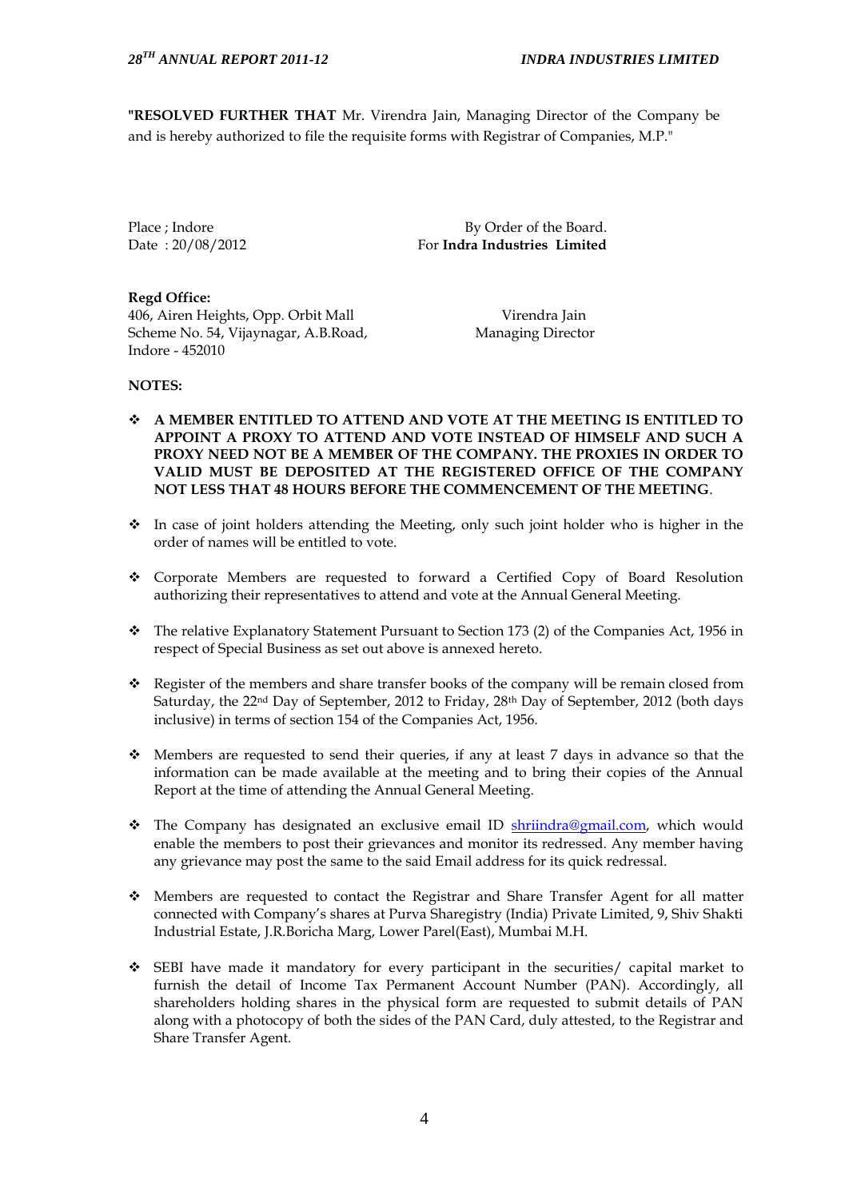**"RESOLVED FURTHER THAT** Mr. Virendra Jain, Managing Director of the Company be and is hereby authorized to file the requisite forms with Registrar of Companies, M.P."

Place ; Indore
Date : 20/08/2012

By Order of the Board.
For **Indra Industries Limited**

**Regd Office:**
406, Airen Heights, Opp. Orbit Mall
Scheme No. 54, Vijaynagar, A.B.Road,
Indore - 452010

Virendra Jain
Managing Director

**NOTES:**

- **A MEMBER ENTITLED TO ATTEND AND VOTE AT THE MEETING IS ENTITLED TO APPOINT A PROXY TO ATTEND AND VOTE INSTEAD OF HIMSELF AND SUCH A PROXY NEED NOT BE A MEMBER OF THE COMPANY. THE PROXIES IN ORDER TO VALID MUST BE DEPOSITED AT THE REGISTERED OFFICE OF THE COMPANY NOT LESS THAT 48 HOURS BEFORE THE COMMENCEMENT OF THE MEETING**.

- In case of joint holders attending the Meeting, only such joint holder who is higher in the order of names will be entitled to vote.

- Corporate Members are requested to forward a Certified Copy of Board Resolution authorizing their representatives to attend and vote at the Annual General Meeting.

- The relative Explanatory Statement Pursuant to Section 173 (2) of the Companies Act, 1956 in respect of Special Business as set out above is annexed hereto.

- Register of the members and share transfer books of the company will be remain closed from Saturday, the 22nd Day of September, 2012 to Friday, 28th Day of September, 2012 (both days inclusive) in terms of section 154 of the Companies Act, 1956.

- Members are requested to send their queries, if any at least 7 days in advance so that the information can be made available at the meeting and to bring their copies of the Annual Report at the time of attending the Annual General Meeting.

- The Company has designated an exclusive email ID shriindra@gmail.com, which would enable the members to post their grievances and monitor its redressed. Any member having any grievance may post the same to the said Email address for its quick redressal.

- Members are requested to contact the Registrar and Share Transfer Agent for all matter connected with Company's shares at Purva Sharegistry (India) Private Limited, 9, Shiv Shakti Industrial Estate, J.R.Boricha Marg, Lower Parel(East), Mumbai M.H.

- SEBI have made it mandatory for every participant in the securities/ capital market to furnish the detail of Income Tax Permanent Account Number (PAN). Accordingly, all shareholders holding shares in the physical form are requested to submit details of PAN along with a photocopy of both the sides of the PAN Card, duly attested, to the Registrar and Share Transfer Agent.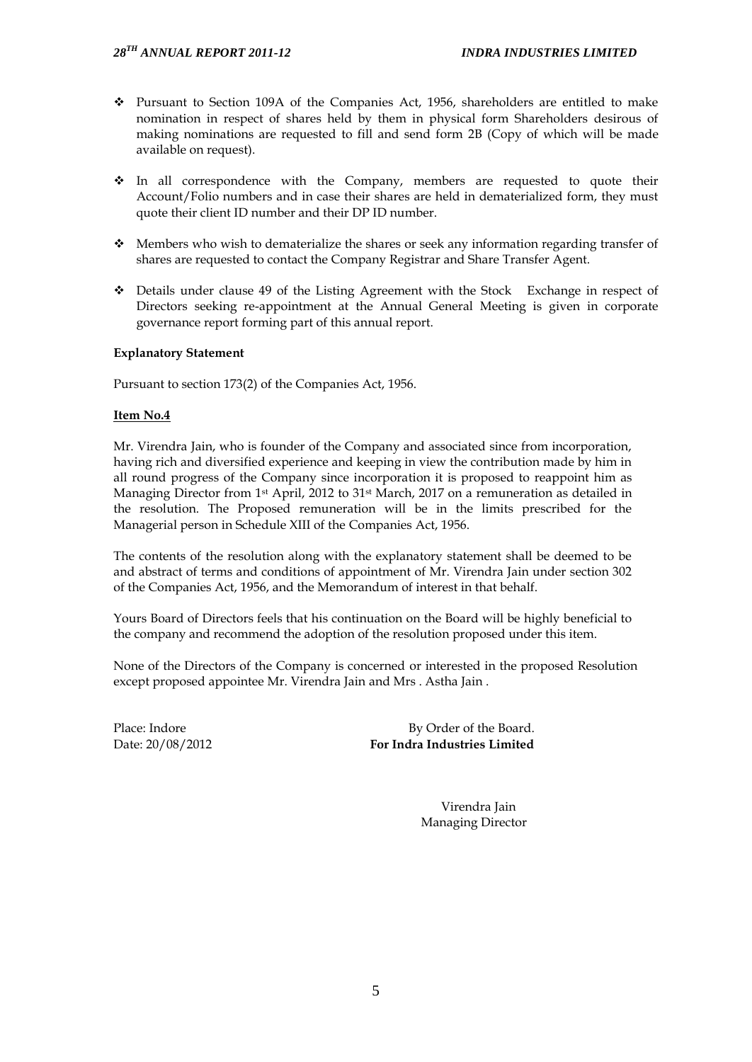- Pursuant to Section 109A of the Companies Act, 1956, shareholders are entitled to make nomination in respect of shares held by them in physical form Shareholders desirous of making nominations are requested to fill and send form 2B (Copy of which will be made available on request).
- In all correspondence with the Company, members are requested to quote their Account/Folio numbers and in case their shares are held in dematerialized form, they must quote their client ID number and their DP ID number.
- Members who wish to dematerialize the shares or seek any information regarding transfer of shares are requested to contact the Company Registrar and Share Transfer Agent.
- Details under clause 49 of the Listing Agreement with the Stock Exchange in respect of Directors seeking re-appointment at the Annual General Meeting is given in corporate governance report forming part of this annual report.

**Explanatory Statement**

Pursuant to section 173(2) of the Companies Act, 1956.

**Item No.4**

Mr. Virendra Jain, who is founder of the Company and associated since from incorporation, having rich and diversified experience and keeping in view the contribution made by him in all round progress of the Company since incorporation it is proposed to reappoint him as Managing Director from 1st April, 2012 to 31st March, 2017 on a remuneration as detailed in the resolution. The Proposed remuneration will be in the limits prescribed for the Managerial person in Schedule XIII of the Companies Act, 1956.

The contents of the resolution along with the explanatory statement shall be deemed to be and abstract of terms and conditions of appointment of Mr. Virendra Jain under section 302 of the Companies Act, 1956, and the Memorandum of interest in that behalf.

Yours Board of Directors feels that his continuation on the Board will be highly beneficial to the company and recommend the adoption of the resolution proposed under this item.

None of the Directors of the Company is concerned or interested in the proposed Resolution except proposed appointee Mr. Virendra Jain and Mrs . Astha Jain .

Place: Indore
Date: 20/08/2012

By Order of the Board.
**For Indra Industries Limited**

Virendra Jain
Managing Director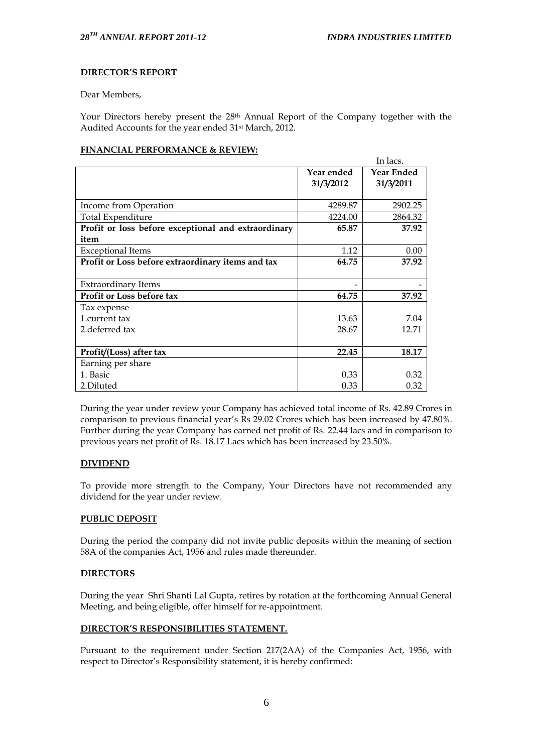## DIRECTOR'S REPORT

Dear Members,

Your Directors hereby present the 28th Annual Report of the Company together with the Audited Accounts for the year ended 31st March, 2012.

### FINANCIAL PERFORMANCE & REVIEW:

In lacs.

| | Year ended 31/3/2012 | Year Ended 31/3/2011 |
|---|---|---|
| Income from Operation | 4289.87 | 2902.25 |
| Total Expenditure | 4224.00 | 2864.32 |
| **Profit or loss before exceptional and extraordinary item** | **65.87** | **37.92** |
| Exceptional Items | 1.12 | 0.00 |
| **Profit or Loss before extraordinary items and tax** | **64.75** | **37.92** |
| Extraordinary Items | - | - |
| **Profit or Loss before tax** | **64.75** | **37.92** |
| Tax expense | | |
| 1.current tax | 13.63 | 7.04 |
| 2.deferred tax | 28.67 | 12.71 |
| **Profit/(Loss) after tax** | **22.45** | **18.17** |
| Earning per share | | |
| 1. Basic | 0.33 | 0.32 |
| 2.Diluted | 0.33 | 0.32 |

During the year under review your Company has achieved total income of Rs. 42.89 Crores in comparison to previous financial year's Rs 29.02 Crores which has been increased by 47.80%. Further during the year Company has earned net profit of Rs. 22.44 lacs and in comparison to previous years net profit of Rs. 18.17 Lacs which has been increased by 23.50%.

### DIVIDEND

To provide more strength to the Company, Your Directors have not recommended any dividend for the year under review.

### PUBLIC DEPOSIT

During the period the company did not invite public deposits within the meaning of section 58A of the companies Act, 1956 and rules made thereunder.

### DIRECTORS

During the year Shri Shanti Lal Gupta, retires by rotation at the forthcoming Annual General Meeting, and being eligible, offer himself for re-appointment.

### DIRECTOR'S RESPONSIBILITIES STATEMENT.

Pursuant to the requirement under Section 217(2AA) of the Companies Act, 1956, with respect to Director's Responsibility statement, it is hereby confirmed: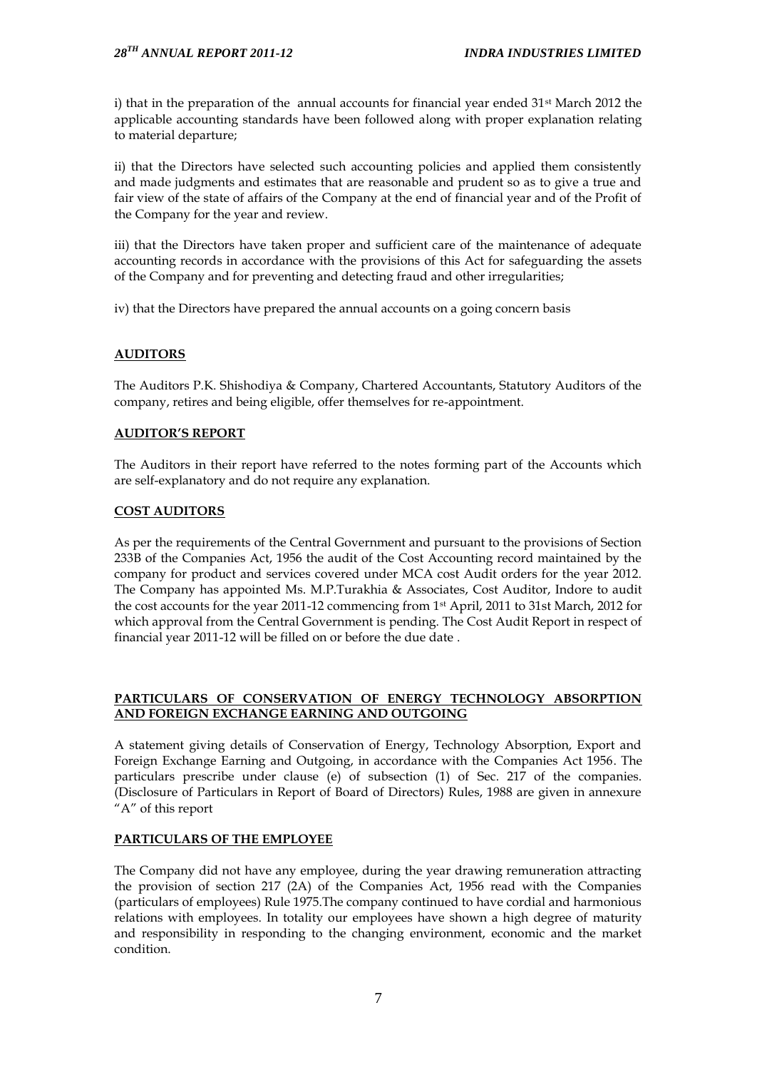i) that in the preparation of the annual accounts for financial year ended 31st March 2012 the applicable accounting standards have been followed along with proper explanation relating to material departure;

ii) that the Directors have selected such accounting policies and applied them consistently and made judgments and estimates that are reasonable and prudent so as to give a true and fair view of the state of affairs of the Company at the end of financial year and of the Profit of the Company for the year and review.

iii) that the Directors have taken proper and sufficient care of the maintenance of adequate accounting records in accordance with the provisions of this Act for safeguarding the assets of the Company and for preventing and detecting fraud and other irregularities;

iv) that the Directors have prepared the annual accounts on a going concern basis

## AUDITORS

The Auditors P.K. Shishodiya & Company, Chartered Accountants, Statutory Auditors of the company, retires and being eligible, offer themselves for re-appointment.

## AUDITOR'S REPORT

The Auditors in their report have referred to the notes forming part of the Accounts which are self-explanatory and do not require any explanation.

## COST AUDITORS

As per the requirements of the Central Government and pursuant to the provisions of Section 233B of the Companies Act, 1956 the audit of the Cost Accounting record maintained by the company for product and services covered under MCA cost Audit orders for the year 2012. The Company has appointed Ms. M.P.Turakhia & Associates, Cost Auditor, Indore to audit the cost accounts for the year 2011-12 commencing from 1st April, 2011 to 31st March, 2012 for which approval from the Central Government is pending. The Cost Audit Report in respect of financial year 2011-12 will be filled on or before the due date .

## PARTICULARS OF CONSERVATION OF ENERGY TECHNOLOGY ABSORPTION AND FOREIGN EXCHANGE EARNING AND OUTGOING

A statement giving details of Conservation of Energy, Technology Absorption, Export and Foreign Exchange Earning and Outgoing, in accordance with the Companies Act 1956. The particulars prescribe under clause (e) of subsection (1) of Sec. 217 of the companies. (Disclosure of Particulars in Report of Board of Directors) Rules, 1988 are given in annexure "A" of this report

## PARTICULARS OF THE EMPLOYEE

The Company did not have any employee, during the year drawing remuneration attracting the provision of section 217 (2A) of the Companies Act, 1956 read with the Companies (particulars of employees) Rule 1975.The company continued to have cordial and harmonious relations with employees. In totality our employees have shown a high degree of maturity and responsibility in responding to the changing environment, economic and the market condition.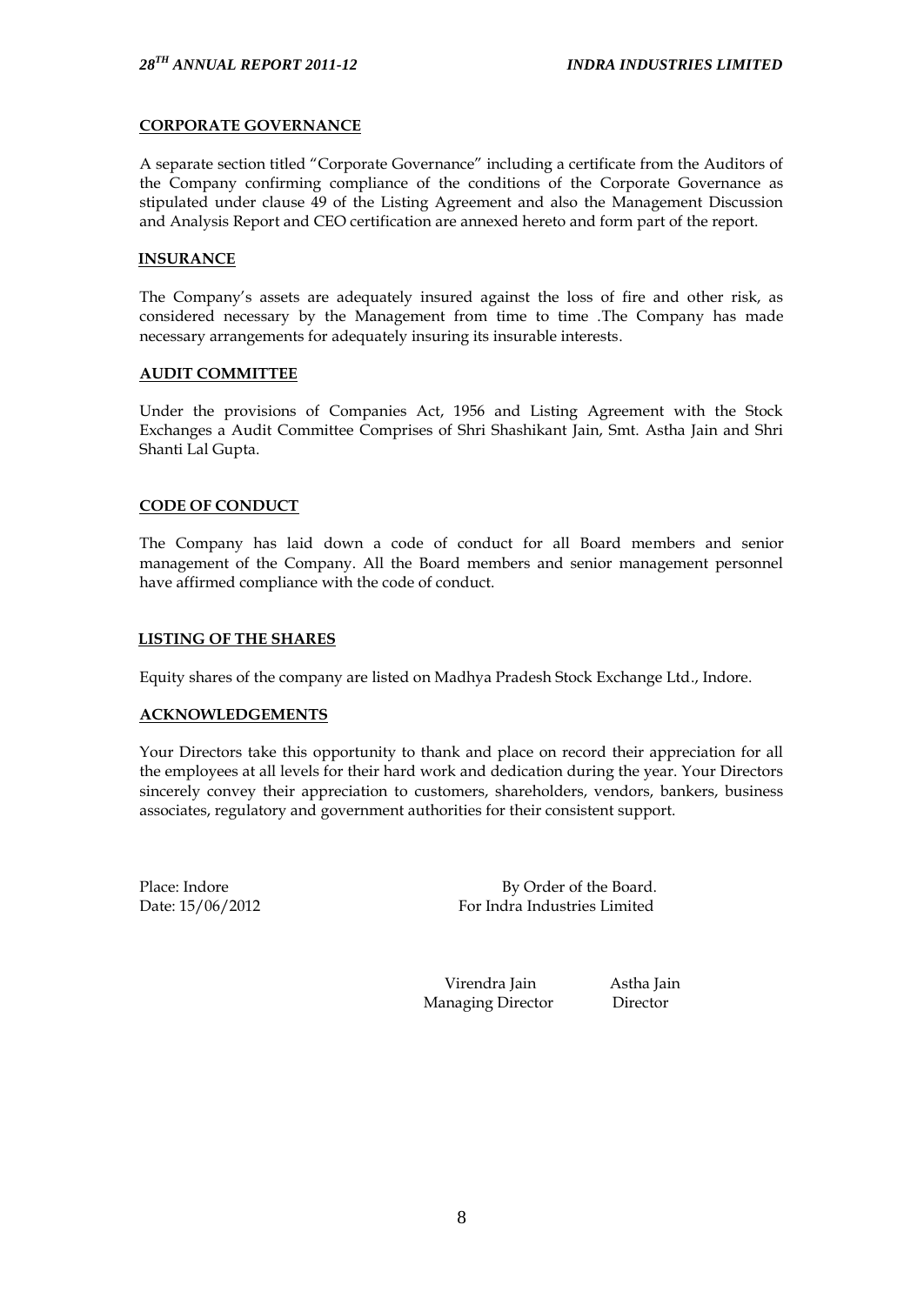## CORPORATE GOVERNANCE

A separate section titled "Corporate Governance" including a certificate from the Auditors of the Company confirming compliance of the conditions of the Corporate Governance as stipulated under clause 49 of the Listing Agreement and also the Management Discussion and Analysis Report and CEO certification are annexed hereto and form part of the report.

## INSURANCE

The Company's assets are adequately insured against the loss of fire and other risk, as considered necessary by the Management from time to time .The Company has made necessary arrangements for adequately insuring its insurable interests.

## AUDIT COMMITTEE

Under the provisions of Companies Act, 1956 and Listing Agreement with the Stock Exchanges a Audit Committee Comprises of Shri Shashikant Jain, Smt. Astha Jain and Shri Shanti Lal Gupta.

## CODE OF CONDUCT

The Company has laid down a code of conduct for all Board members and senior management of the Company. All the Board members and senior management personnel have affirmed compliance with the code of conduct.

## LISTING OF THE SHARES

Equity shares of the company are listed on Madhya Pradesh Stock Exchange Ltd., Indore.

## ACKNOWLEDGEMENTS

Your Directors take this opportunity to thank and place on record their appreciation for all the employees at all levels for their hard work and dedication during the year. Your Directors sincerely convey their appreciation to customers, shareholders, vendors, bankers, business associates, regulatory and government authorities for their consistent support.

Place: Indore
Date: 15/06/2012

By Order of the Board.
For Indra Industries Limited

Virendra Jain
Managing Director

Astha Jain
Director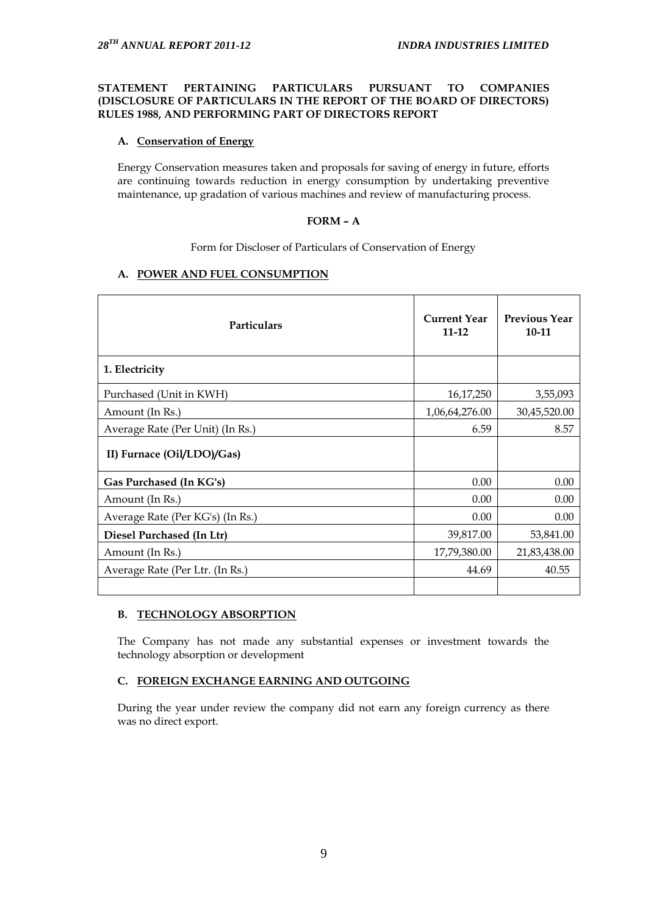**STATEMENT PERTAINING PARTICULARS PURSUANT TO COMPANIES (DISCLOSURE OF PARTICULARS IN THE REPORT OF THE BOARD OF DIRECTORS) RULES 1988, AND PERFORMING PART OF DIRECTORS REPORT**

**A. Conservation of Energy**

Energy Conservation measures taken and proposals for saving of energy in future, efforts are continuing towards reduction in energy consumption by undertaking preventive maintenance, up gradation of various machines and review of manufacturing process.

**FORM – A**

Form for Discloser of Particulars of Conservation of Energy

**A. POWER AND FUEL CONSUMPTION**

| Particulars | Current Year 11-12 | Previous Year 10-11 |
|---|---|---|
| **1. Electricity** | | |
| Purchased (Unit in KWH) | 16,17,250 | 3,55,093 |
| Amount (In Rs.) | 1,06,64,276.00 | 30,45,520.00 |
| Average Rate (Per Unit) (In Rs.) | 6.59 | 8.57 |
| **II) Furnace (Oil/LDO)/Gas)** | | |
| **Gas Purchased (In KG's)** | 0.00 | 0.00 |
| Amount (In Rs.) | 0.00 | 0.00 |
| Average Rate (Per KG's) (In Rs.) | 0.00 | 0.00 |
| **Diesel Purchased (In Ltr)** | 39,817.00 | 53,841.00 |
| Amount (In Rs.) | 17,79,380.00 | 21,83,438.00 |
| Average Rate (Per Ltr. (In Rs.) | 44.69 | 40.55 |
| | | |

**B. TECHNOLOGY ABSORPTION**

The Company has not made any substantial expenses or investment towards the technology absorption or development

**C. FOREIGN EXCHANGE EARNING AND OUTGOING**

During the year under review the company did not earn any foreign currency as there was no direct export.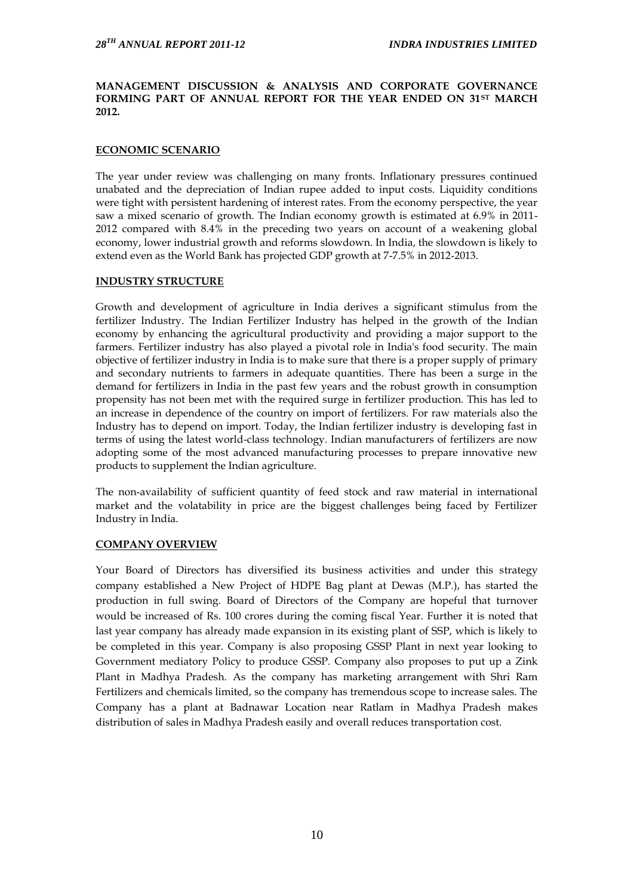**MANAGEMENT DISCUSSION & ANALYSIS AND CORPORATE GOVERNANCE FORMING PART OF ANNUAL REPORT FOR THE YEAR ENDED ON 31ST MARCH 2012.**

## ECONOMIC SCENARIO

The year under review was challenging on many fronts. Inflationary pressures continued unabated and the depreciation of Indian rupee added to input costs. Liquidity conditions were tight with persistent hardening of interest rates. From the economy perspective, the year saw a mixed scenario of growth. The Indian economy growth is estimated at 6.9% in 2011-2012 compared with 8.4% in the preceding two years on account of a weakening global economy, lower industrial growth and reforms slowdown. In India, the slowdown is likely to extend even as the World Bank has projected GDP growth at 7-7.5% in 2012-2013.

## INDUSTRY STRUCTURE

Growth and development of agriculture in India derives a significant stimulus from the fertilizer Industry. The Indian Fertilizer Industry has helped in the growth of the Indian economy by enhancing the agricultural productivity and providing a major support to the farmers. Fertilizer industry has also played a pivotal role in India's food security. The main objective of fertilizer industry in India is to make sure that there is a proper supply of primary and secondary nutrients to farmers in adequate quantities. There has been a surge in the demand for fertilizers in India in the past few years and the robust growth in consumption propensity has not been met with the required surge in fertilizer production. This has led to an increase in dependence of the country on import of fertilizers. For raw materials also the Industry has to depend on import. Today, the Indian fertilizer industry is developing fast in terms of using the latest world-class technology. Indian manufacturers of fertilizers are now adopting some of the most advanced manufacturing processes to prepare innovative new products to supplement the Indian agriculture.

The non-availability of sufficient quantity of feed stock and raw material in international market and the volatability in price are the biggest challenges being faced by Fertilizer Industry in India.

## COMPANY OVERVIEW

Your Board of Directors has diversified its business activities and under this strategy company established a New Project of HDPE Bag plant at Dewas (M.P.), has started the production in full swing. Board of Directors of the Company are hopeful that turnover would be increased of Rs. 100 crores during the coming fiscal Year. Further it is noted that last year company has already made expansion in its existing plant of SSP, which is likely to be completed in this year. Company is also proposing GSSP Plant in next year looking to Government mediatory Policy to produce GSSP. Company also proposes to put up a Zink Plant in Madhya Pradesh. As the company has marketing arrangement with Shri Ram Fertilizers and chemicals limited, so the company has tremendous scope to increase sales. The Company has a plant at Badnawar Location near Ratlam in Madhya Pradesh makes distribution of sales in Madhya Pradesh easily and overall reduces transportation cost.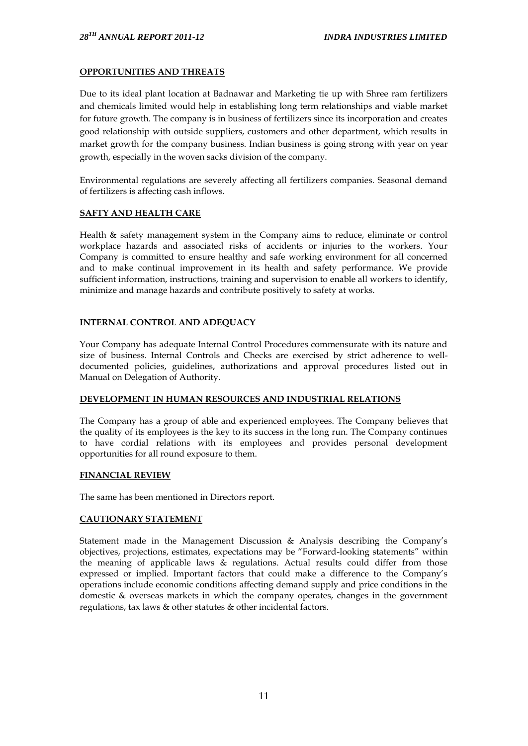## OPPORTUNITIES AND THREATS

Due to its ideal plant location at Badnawar and Marketing tie up with Shree ram fertilizers and chemicals limited would help in establishing long term relationships and viable market for future growth. The company is in business of fertilizers since its incorporation and creates good relationship with outside suppliers, customers and other department, which results in market growth for the company business. Indian business is going strong with year on year growth, especially in the woven sacks division of the company.

Environmental regulations are severely affecting all fertilizers companies. Seasonal demand of fertilizers is affecting cash inflows.

## SAFTY AND HEALTH CARE

Health & safety management system in the Company aims to reduce, eliminate or control workplace hazards and associated risks of accidents or injuries to the workers. Your Company is committed to ensure healthy and safe working environment for all concerned and to make continual improvement in its health and safety performance. We provide sufficient information, instructions, training and supervision to enable all workers to identify, minimize and manage hazards and contribute positively to safety at works.

## INTERNAL CONTROL AND ADEQUACY

Your Company has adequate Internal Control Procedures commensurate with its nature and size of business. Internal Controls and Checks are exercised by strict adherence to well-documented policies, guidelines, authorizations and approval procedures listed out in Manual on Delegation of Authority.

## DEVELOPMENT IN HUMAN RESOURCES AND INDUSTRIAL RELATIONS

The Company has a group of able and experienced employees. The Company believes that the quality of its employees is the key to its success in the long run. The Company continues to have cordial relations with its employees and provides personal development opportunities for all round exposure to them.

## FINANCIAL REVIEW

The same has been mentioned in Directors report.

## CAUTIONARY STATEMENT

Statement made in the Management Discussion & Analysis describing the Company's objectives, projections, estimates, expectations may be "Forward-looking statements" within the meaning of applicable laws & regulations. Actual results could differ from those expressed or implied. Important factors that could make a difference to the Company's operations include economic conditions affecting demand supply and price conditions in the domestic & overseas markets in which the company operates, changes in the government regulations, tax laws & other statutes & other incidental factors.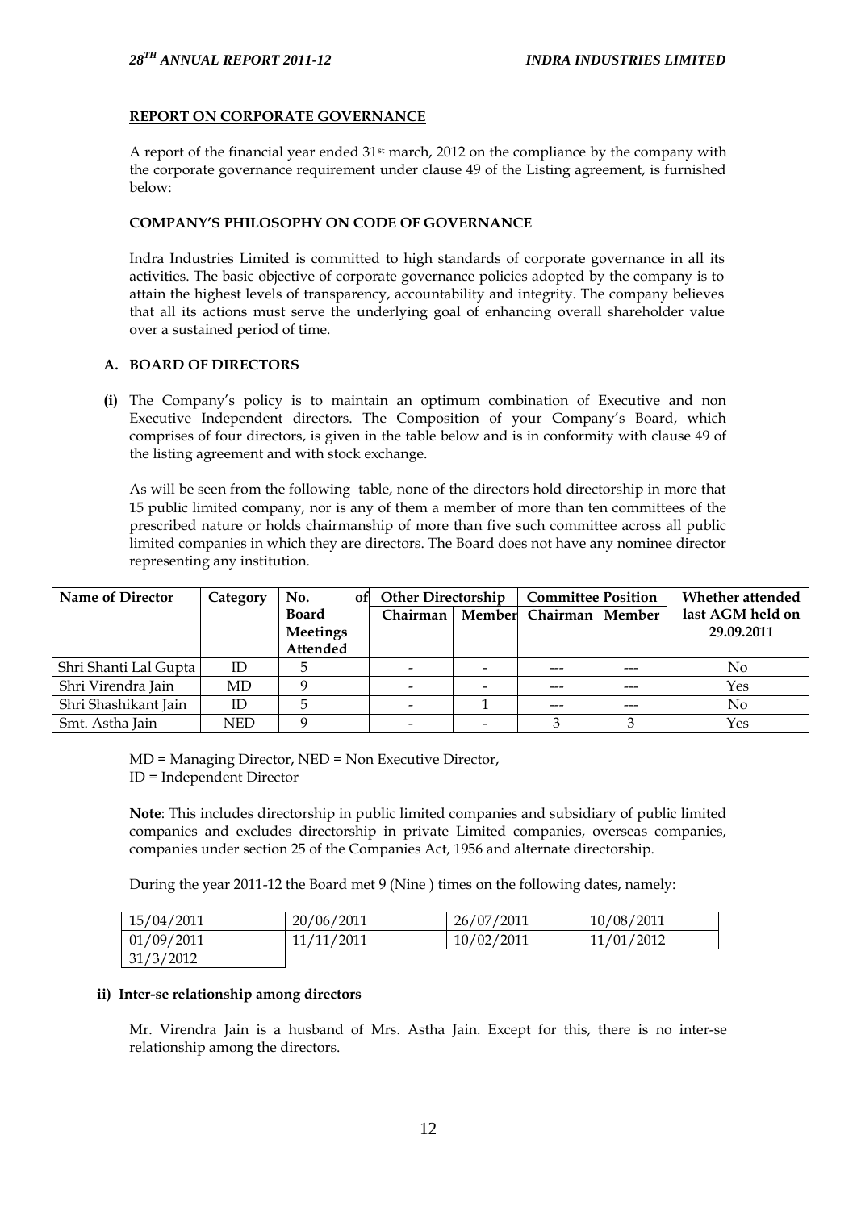## REPORT ON CORPORATE GOVERNANCE

A report of the financial year ended 31st march, 2012 on the compliance by the company with the corporate governance requirement under clause 49 of the Listing agreement, is furnished below:

### COMPANY'S PHILOSOPHY ON CODE OF GOVERNANCE

Indra Industries Limited is committed to high standards of corporate governance in all its activities. The basic objective of corporate governance policies adopted by the company is to attain the highest levels of transparency, accountability and integrity. The company believes that all its actions must serve the underlying goal of enhancing overall shareholder value over a sustained period of time.

### A. BOARD OF DIRECTORS

**(i)** The Company's policy is to maintain an optimum combination of Executive and non Executive Independent directors. The Composition of your Company's Board, which comprises of four directors, is given in the table below and is in conformity with clause 49 of the listing agreement and with stock exchange.

As will be seen from the following table, none of the directors hold directorship in more that 15 public limited company, nor is any of them a member of more than ten committees of the prescribed nature or holds chairmanship of more than five such committee across all public limited companies in which they are directors. The Board does not have any nominee director representing any institution.

| Name of Director | Category | No. of Board Meetings Attended | Other Directorship | | Committee Position | | Whether attended last AGM held on 29.09.2011 |
|---|---|---|---|---|---|---|---|
| | | | Chairman | Member | Chairman | Member | |
| Shri Shanti Lal Gupta | ID | 5 | - | - | --- | --- | No |
| Shri Virendra Jain | MD | 9 | - | - | --- | --- | Yes |
| Shri Shashikant Jain | ID | 5 | - | 1 | --- | --- | No |
| Smt. Astha Jain | NED | 9 | - | - | 3 | 3 | Yes |

MD = Managing Director, NED = Non Executive Director,
ID = Independent Director

**Note**: This includes directorship in public limited companies and subsidiary of public limited companies and excludes directorship in private Limited companies, overseas companies, companies under section 25 of the Companies Act, 1956 and alternate directorship.

During the year 2011-12 the Board met 9 (Nine ) times on the following dates, namely:

| | | | |
|---|---|---|---|
| 15/04/2011 | 20/06/2011 | 26/07/2011 | 10/08/2011 |
| 01/09/2011 | 11/11/2011 | 10/02/2011 | 11/01/2012 |
| 31/3/2012 | | | |

**ii) Inter-se relationship among directors**

Mr. Virendra Jain is a husband of Mrs. Astha Jain. Except for this, there is no inter-se relationship among the directors.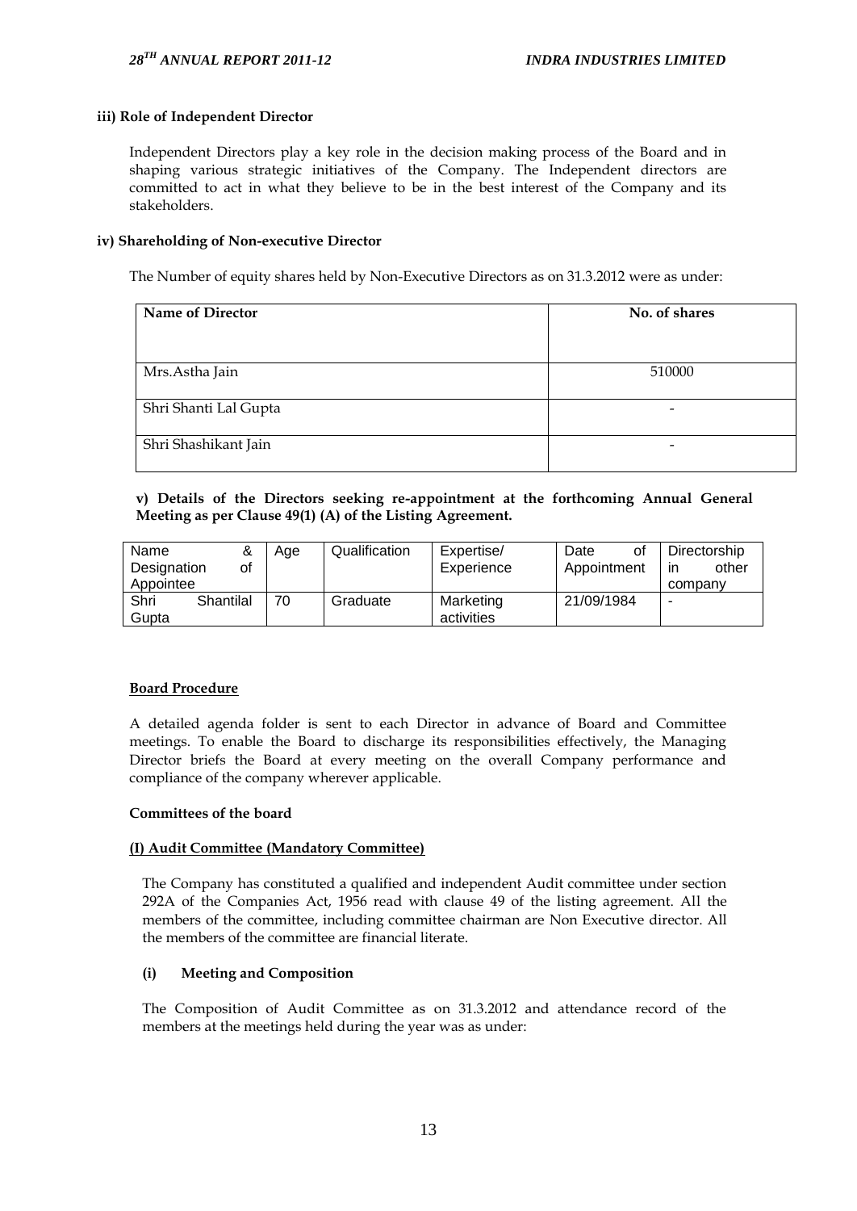**iii) Role of Independent Director**

Independent Directors play a key role in the decision making process of the Board and in shaping various strategic initiatives of the Company. The Independent directors are committed to act in what they believe to be in the best interest of the Company and its stakeholders.

**iv) Shareholding of Non-executive Director**

The Number of equity shares held by Non-Executive Directors as on 31.3.2012 were as under:

| Name of Director | No. of shares |
|---|---|
| Mrs.Astha Jain | 510000 |
| Shri Shanti Lal Gupta | - |
| Shri Shashikant Jain | - |

**v) Details of the Directors seeking re-appointment at the forthcoming Annual General Meeting as per Clause 49(1) (A) of the Listing Agreement.**

| Name & Designation of Appointee | Age | Qualification | Expertise/ Experience | Date of Appointment | Directorship in other company |
|---|---|---|---|---|---|
| Shri Shantilal Gupta | 70 | Graduate | Marketing activities | 21/09/1984 | - |

**Board Procedure**

A detailed agenda folder is sent to each Director in advance of Board and Committee meetings. To enable the Board to discharge its responsibilities effectively, the Managing Director briefs the Board at every meeting on the overall Company performance and compliance of the company wherever applicable.

**Committees of the board**

**(I) Audit Committee (Mandatory Committee)**

The Company has constituted a qualified and independent Audit committee under section 292A of the Companies Act, 1956 read with clause 49 of the listing agreement. All the members of the committee, including committee chairman are Non Executive director. All the members of the committee are financial literate.

**(i) Meeting and Composition**

The Composition of Audit Committee as on 31.3.2012 and attendance record of the members at the meetings held during the year was as under: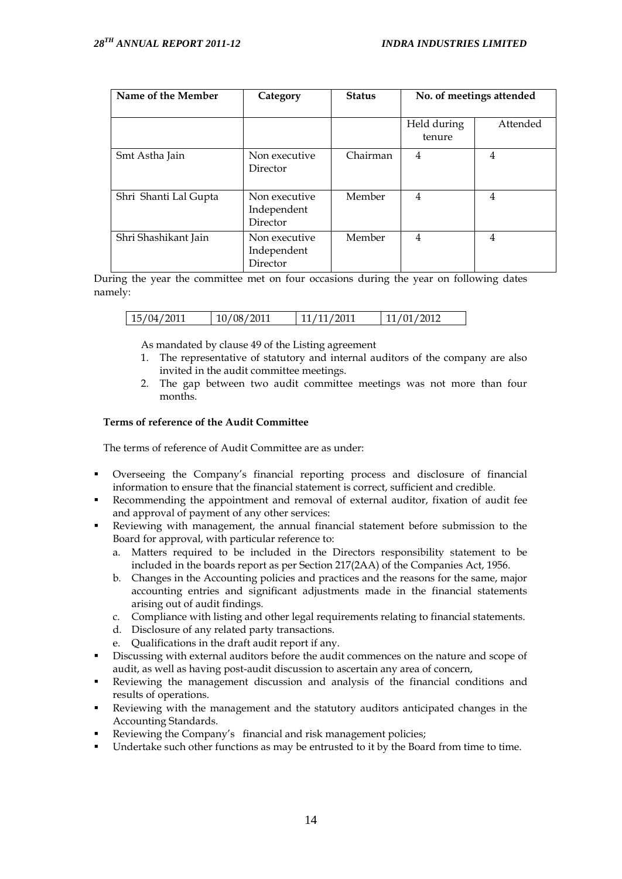| Name of the Member | Category | Status | No. of meetings attended | |
|---|---|---|---|---|
| | | | Held during tenure | Attended |
| Smt Astha Jain | Non executive Director | Chairman | 4 | 4 |
| Shri Shanti Lal Gupta | Non executive Independent Director | Member | 4 | 4 |
| Shri Shashikant Jain | Non executive Independent Director | Member | 4 | 4 |

During the year the committee met on four occasions during the year on following dates namely:

| 15/04/2011 | 10/08/2011 | 11/11/2011 | 11/01/2012 |
|---|---|---|---|

As mandated by clause 49 of the Listing agreement

1. The representative of statutory and internal auditors of the company are also invited in the audit committee meetings.
2. The gap between two audit committee meetings was not more than four months.

**Terms of reference of the Audit Committee**

The terms of reference of Audit Committee are as under:

- Overseeing the Company's financial reporting process and disclosure of financial information to ensure that the financial statement is correct, sufficient and credible.
- Recommending the appointment and removal of external auditor, fixation of audit fee and approval of payment of any other services:
- Reviewing with management, the annual financial statement before submission to the Board for approval, with particular reference to:
  a. Matters required to be included in the Directors responsibility statement to be included in the boards report as per Section 217(2AA) of the Companies Act, 1956.
  b. Changes in the Accounting policies and practices and the reasons for the same, major accounting entries and significant adjustments made in the financial statements arising out of audit findings.
  c. Compliance with listing and other legal requirements relating to financial statements.
  d. Disclosure of any related party transactions.
  e. Qualifications in the draft audit report if any.
- Discussing with external auditors before the audit commences on the nature and scope of audit, as well as having post-audit discussion to ascertain any area of concern,
- Reviewing the management discussion and analysis of the financial conditions and results of operations.
- Reviewing with the management and the statutory auditors anticipated changes in the Accounting Standards.
- Reviewing the Company's financial and risk management policies;
- Undertake such other functions as may be entrusted to it by the Board from time to time.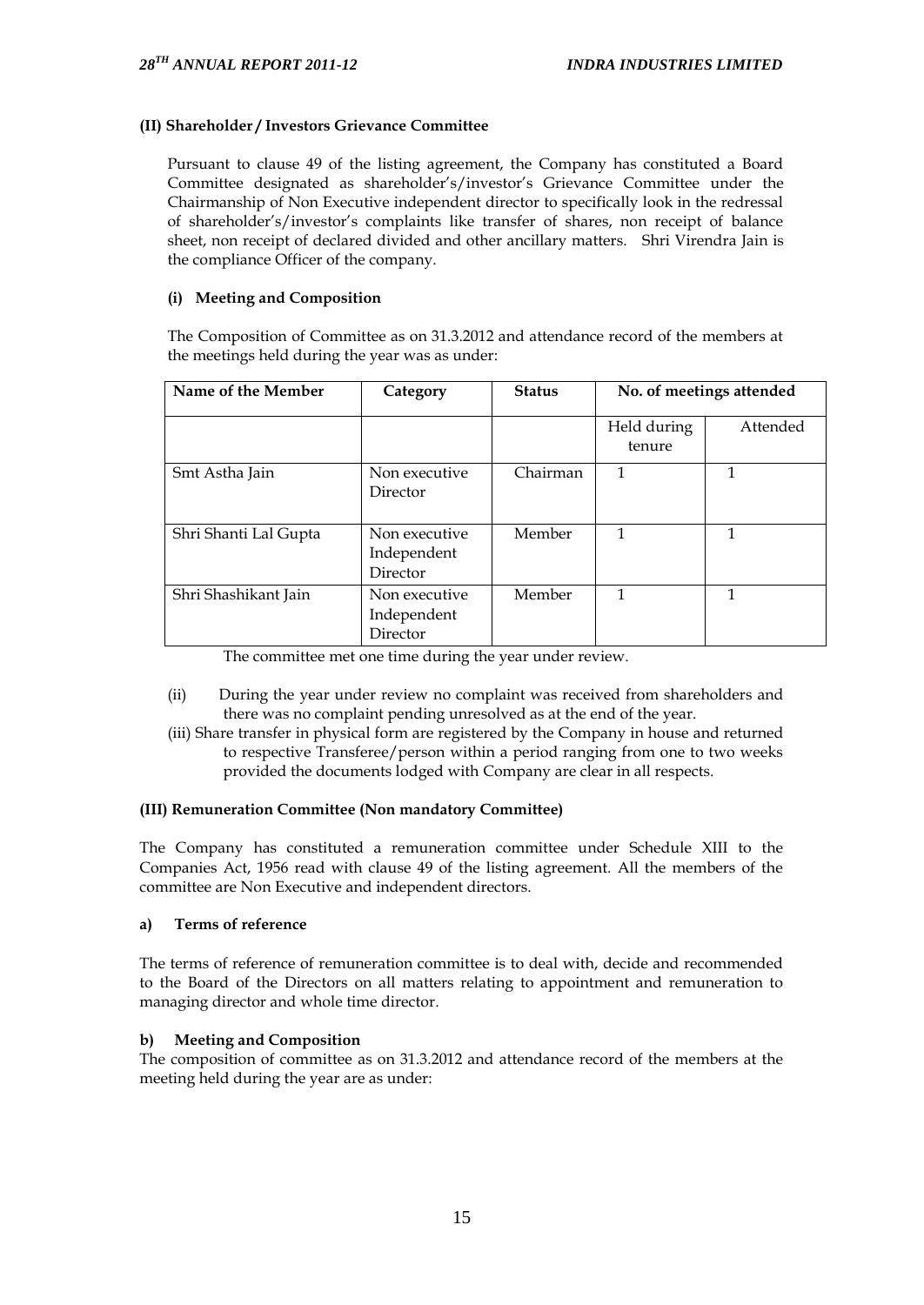#### (II) Shareholder / Investors Grievance Committee

Pursuant to clause 49 of the listing agreement, the Company has constituted a Board Committee designated as shareholder's/investor's Grievance Committee under the Chairmanship of Non Executive independent director to specifically look in the redressal of shareholder's/investor's complaints like transfer of shares, non receipt of balance sheet, non receipt of declared divided and other ancillary matters. Shri Virendra Jain is the compliance Officer of the company.

**(i) Meeting and Composition**

The Composition of Committee as on 31.3.2012 and attendance record of the members at the meetings held during the year was as under:

| Name of the Member | Category | Status | No. of meetings attended | |
|---|---|---|---|---|
| | | | Held during tenure | Attended |
| Smt Astha Jain | Non executive Director | Chairman | 1 | 1 |
| Shri Shanti Lal Gupta | Non executive Independent Director | Member | 1 | 1 |
| Shri Shashikant Jain | Non executive Independent Director | Member | 1 | 1 |

The committee met one time during the year under review.

(ii) During the year under review no complaint was received from shareholders and there was no complaint pending unresolved as at the end of the year.

(iii) Share transfer in physical form are registered by the Company in house and returned to respective Transferee/person within a period ranging from one to two weeks provided the documents lodged with Company are clear in all respects.

#### (III) Remuneration Committee (Non mandatory Committee)

The Company has constituted a remuneration committee under Schedule XIII to the Companies Act, 1956 read with clause 49 of the listing agreement. All the members of the committee are Non Executive and independent directors.

**a) Terms of reference**

The terms of reference of remuneration committee is to deal with, decide and recommended to the Board of the Directors on all matters relating to appointment and remuneration to managing director and whole time director.

**b) Meeting and Composition**

The composition of committee as on 31.3.2012 and attendance record of the members at the meeting held during the year are as under: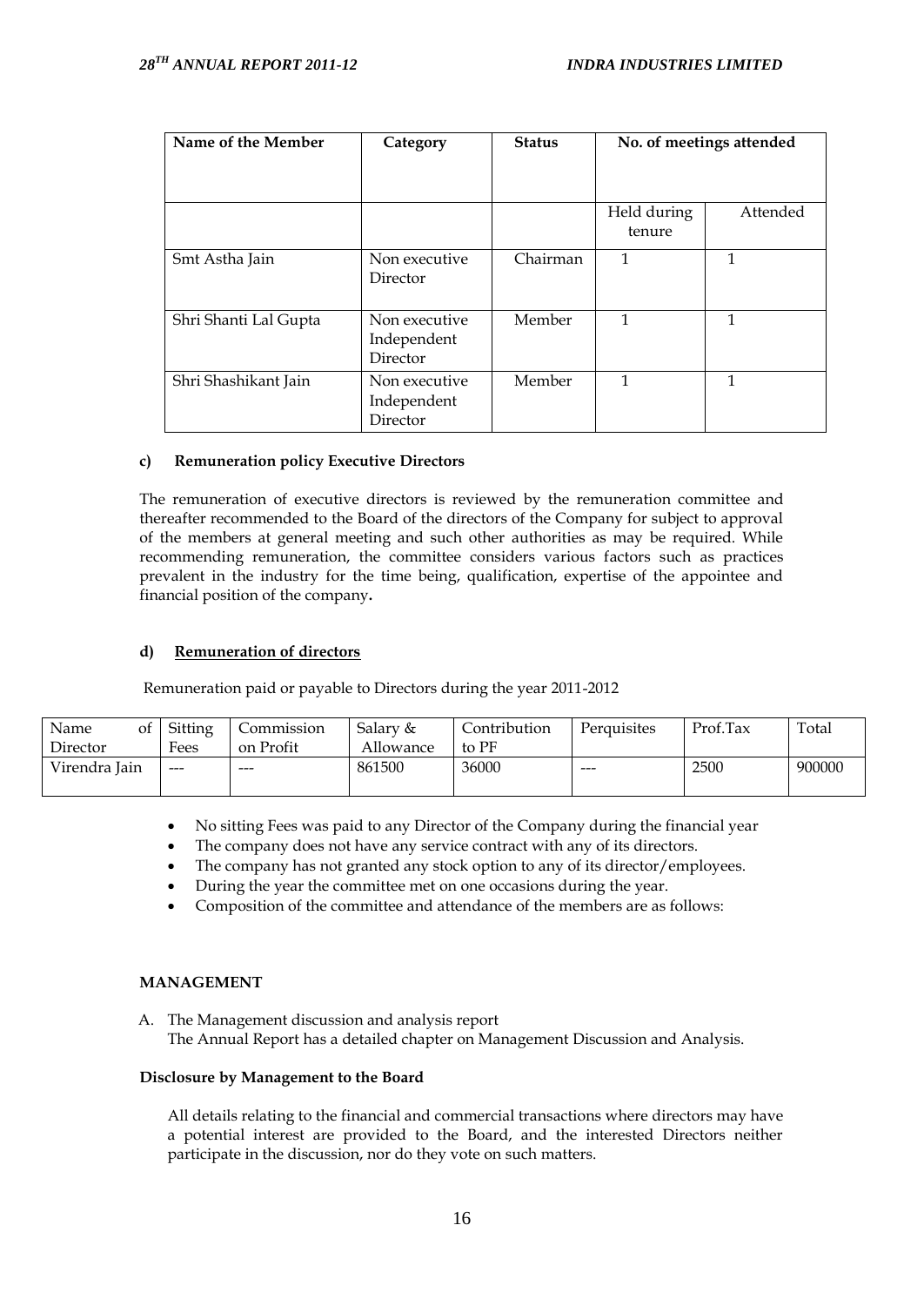| Name of the Member | Category | Status | No. of meetings attended | |
|---|---|---|---|---|
| | | | Held during tenure | Attended |
| Smt Astha Jain | Non executive Director | Chairman | 1 | 1 |
| Shri Shanti Lal Gupta | Non executive Independent Director | Member | 1 | 1 |
| Shri Shashikant Jain | Non executive Independent Director | Member | 1 | 1 |

**c) Remuneration policy Executive Directors**

The remuneration of executive directors is reviewed by the remuneration committee and thereafter recommended to the Board of the directors of the Company for subject to approval of the members at general meeting and such other authorities as may be required. While recommending remuneration, the committee considers various factors such as practices prevalent in the industry for the time being, qualification, expertise of the appointee and financial position of the company**.**

**d) Remuneration of directors**

Remuneration paid or payable to Directors during the year 2011-2012

| Name of Director | Sitting Fees | Commission on Profit | Salary & Allowance | Contribution to PF | Perquisites | Prof.Tax | Total |
|---|---|---|---|---|---|---|---|
| Virendra Jain | --- | --- | 861500 | 36000 | --- | 2500 | 900000 |

- No sitting Fees was paid to any Director of the Company during the financial year
- The company does not have any service contract with any of its directors.
- The company has not granted any stock option to any of its director/employees.
- During the year the committee met on one occasions during the year.
- Composition of the committee and attendance of the members are as follows:

**MANAGEMENT**

A. The Management discussion and analysis report
The Annual Report has a detailed chapter on Management Discussion and Analysis.

**Disclosure by Management to the Board**

All details relating to the financial and commercial transactions where directors may have a potential interest are provided to the Board, and the interested Directors neither participate in the discussion, nor do they vote on such matters.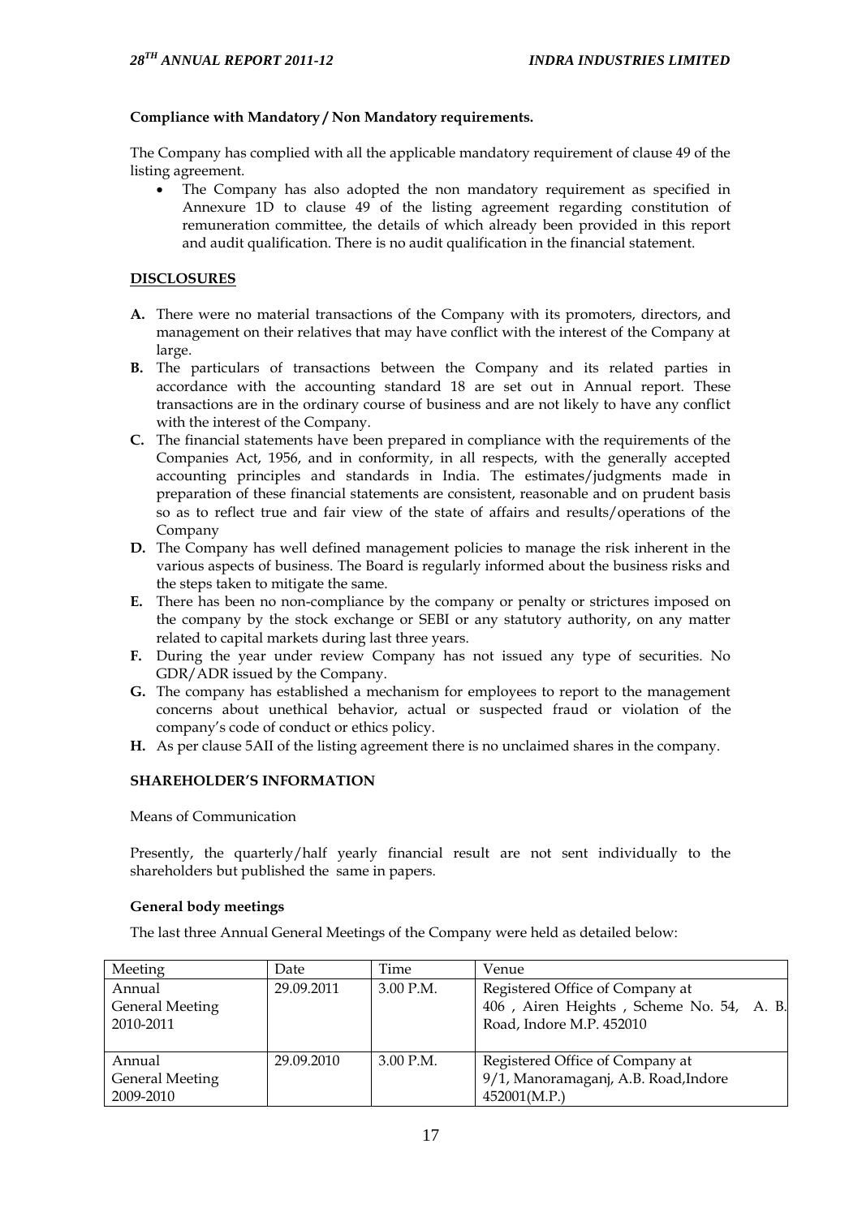**Compliance with Mandatory / Non Mandatory requirements.**

The Company has complied with all the applicable mandatory requirement of clause 49 of the listing agreement.

- The Company has also adopted the non mandatory requirement as specified in Annexure 1D to clause 49 of the listing agreement regarding constitution of remuneration committee, the details of which already been provided in this report and audit qualification. There is no audit qualification in the financial statement.

## DISCLOSURES

**A.** There were no material transactions of the Company with its promoters, directors, and management on their relatives that may have conflict with the interest of the Company at large.

**B.** The particulars of transactions between the Company and its related parties in accordance with the accounting standard 18 are set out in Annual report. These transactions are in the ordinary course of business and are not likely to have any conflict with the interest of the Company.

**C.** The financial statements have been prepared in compliance with the requirements of the Companies Act, 1956, and in conformity, in all respects, with the generally accepted accounting principles and standards in India. The estimates/judgments made in preparation of these financial statements are consistent, reasonable and on prudent basis so as to reflect true and fair view of the state of affairs and results/operations of the Company

**D.** The Company has well defined management policies to manage the risk inherent in the various aspects of business. The Board is regularly informed about the business risks and the steps taken to mitigate the same.

**E.** There has been no non-compliance by the company or penalty or strictures imposed on the company by the stock exchange or SEBI or any statutory authority, on any matter related to capital markets during last three years.

**F.** During the year under review Company has not issued any type of securities. No GDR/ADR issued by the Company.

**G.** The company has established a mechanism for employees to report to the management concerns about unethical behavior, actual or suspected fraud or violation of the company's code of conduct or ethics policy.

**H.** As per clause 5AII of the listing agreement there is no unclaimed shares in the company.

## SHAREHOLDER'S INFORMATION

Means of Communication

Presently, the quarterly/half yearly financial result are not sent individually to the shareholders but published the same in papers.

**General body meetings**

The last three Annual General Meetings of the Company were held as detailed below:

| Meeting | Date | Time | Venue |
|---|---|---|---|
| Annual General Meeting 2010-2011 | 29.09.2011 | 3.00 P.M. | Registered Office of Company at 406 , Airen Heights , Scheme No. 54, A. B. Road, Indore M.P. 452010 |
| Annual General Meeting 2009-2010 | 29.09.2010 | 3.00 P.M. | Registered Office of Company at 9/1, Manoramaganj, A.B. Road,Indore 452001(M.P.) |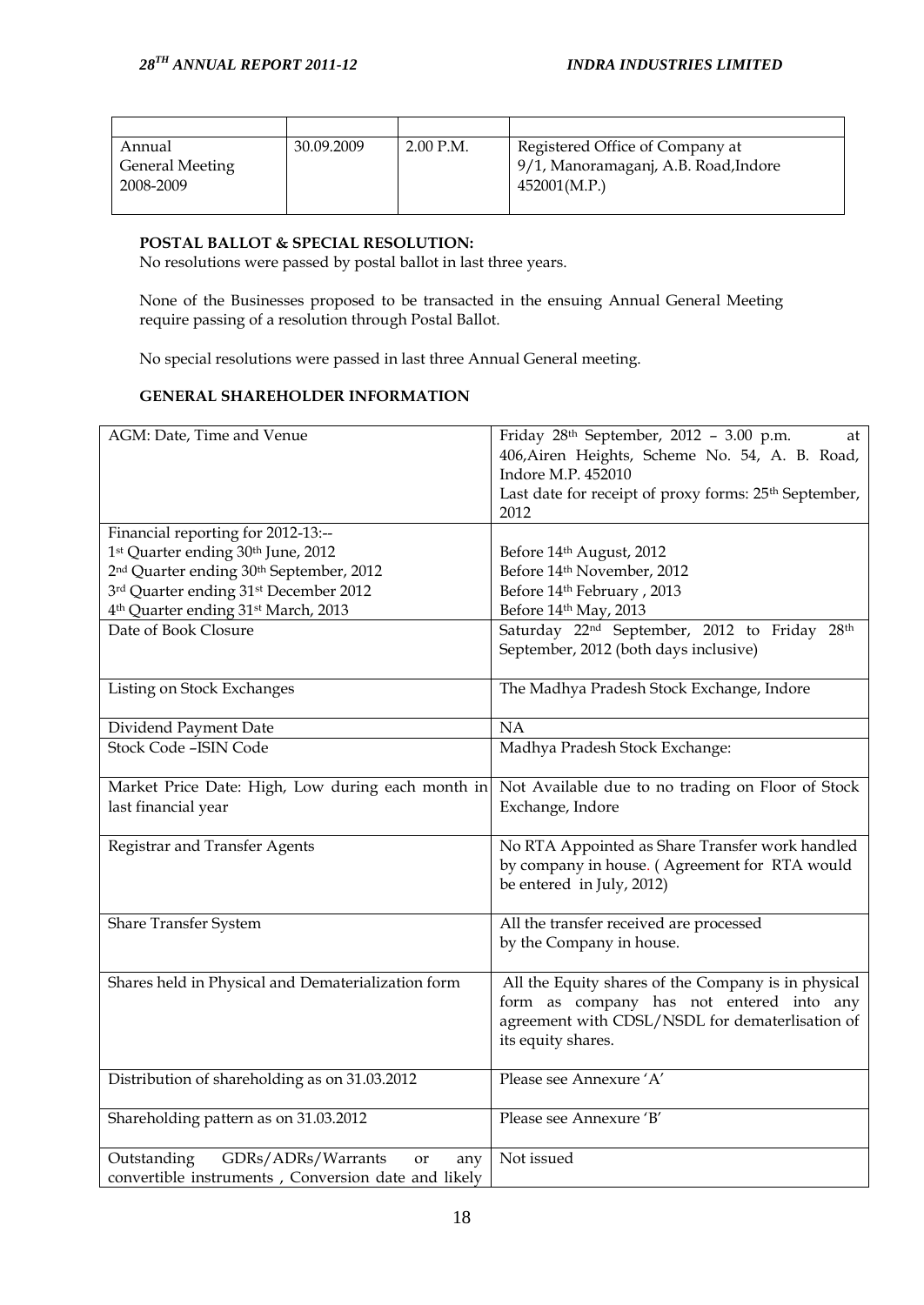| | | | |
|---|---|---|---|
| Annual General Meeting 2008-2009 | 30.09.2009 | 2.00 P.M. | Registered Office of Company at 9/1, Manoramaganj, A.B. Road,Indore 452001(M.P.) |

**POSTAL BALLOT & SPECIAL RESOLUTION:**

No resolutions were passed by postal ballot in last three years.

None of the Businesses proposed to be transacted in the ensuing Annual General Meeting require passing of a resolution through Postal Ballot.

No special resolutions were passed in last three Annual General meeting.

**GENERAL SHAREHOLDER INFORMATION**

| | |
|---|---|
| AGM: Date, Time and Venue | Friday 28th September, 2012 – 3.00 p.m. at 406,Airen Heights, Scheme No. 54, A. B. Road, Indore M.P. 452010<br>Last date for receipt of proxy forms: 25th September, 2012 |
| Financial reporting for 2012-13:--<br>1st Quarter ending 30th June, 2012<br>2nd Quarter ending 30th September, 2012<br>3rd Quarter ending 31st December 2012<br>4th Quarter ending 31st March, 2013 | <br>Before 14th August, 2012<br>Before 14th November, 2012<br>Before 14th February , 2013<br>Before 14th May, 2013 |
| Date of Book Closure | Saturday 22nd September, 2012 to Friday 28th September, 2012 (both days inclusive) |
| Listing on Stock Exchanges | The Madhya Pradesh Stock Exchange, Indore |
| Dividend Payment Date | NA |
| Stock Code –ISIN Code | Madhya Pradesh Stock Exchange: |
| Market Price Date: High, Low during each month in last financial year | Not Available due to no trading on Floor of Stock Exchange, Indore |
| Registrar and Transfer Agents | No RTA Appointed as Share Transfer work handled by company in house. ( Agreement for RTA would be entered in July, 2012) |
| Share Transfer System | All the transfer received are processed by the Company in house. |
| Shares held in Physical and Dematerialization form | All the Equity shares of the Company is in physical form as company has not entered into any agreement with CDSL/NSDL for dematerlisation of its equity shares. |
| Distribution of shareholding as on 31.03.2012 | Please see Annexure 'A' |
| Shareholding pattern as on 31.03.2012 | Please see Annexure 'B' |
| Outstanding GDRs/ADRs/Warrants or any convertible instruments , Conversion date and likely | Not issued |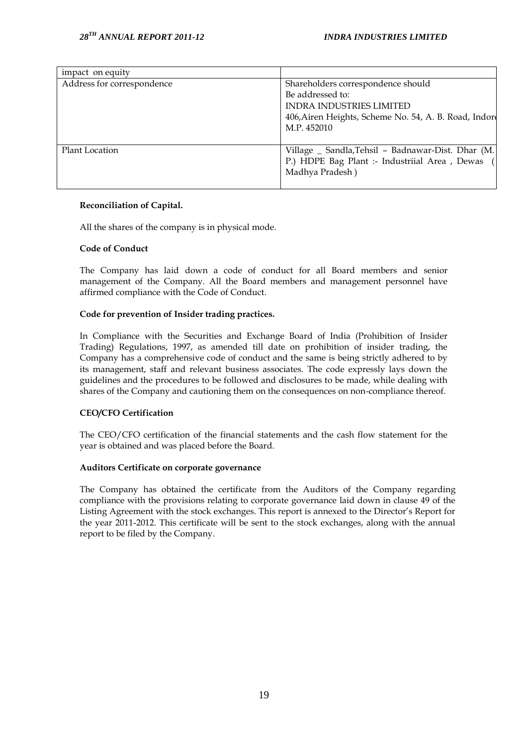| impact on equity | |
|---|---|
| Address for correspondence | Shareholders correspondence should<br>Be addressed to:<br>INDRA INDUSTRIES LIMITED<br>406,Airen Heights, Scheme No. 54, A. B. Road, Indore<br>M.P. 452010 |
| Plant Location | Village _ Sandla,Tehsil – Badnawar-Dist. Dhar (M. P.) HDPE Bag Plant :- Industriial Area , Dewas ( Madhya Pradesh ) |

**Reconciliation of Capital.**

All the shares of the company is in physical mode.

**Code of Conduct**

The Company has laid down a code of conduct for all Board members and senior management of the Company. All the Board members and management personnel have affirmed compliance with the Code of Conduct.

**Code for prevention of Insider trading practices.**

In Compliance with the Securities and Exchange Board of India (Prohibition of Insider Trading) Regulations, 1997, as amended till date on prohibition of insider trading, the Company has a comprehensive code of conduct and the same is being strictly adhered to by its management, staff and relevant business associates. The code expressly lays down the guidelines and the procedures to be followed and disclosures to be made, while dealing with shares of the Company and cautioning them on the consequences on non-compliance thereof.

**CEO/CFO Certification**

The CEO/CFO certification of the financial statements and the cash flow statement for the year is obtained and was placed before the Board.

**Auditors Certificate on corporate governance**

The Company has obtained the certificate from the Auditors of the Company regarding compliance with the provisions relating to corporate governance laid down in clause 49 of the Listing Agreement with the stock exchanges. This report is annexed to the Director's Report for the year 2011-2012. This certificate will be sent to the stock exchanges, along with the annual report to be filed by the Company.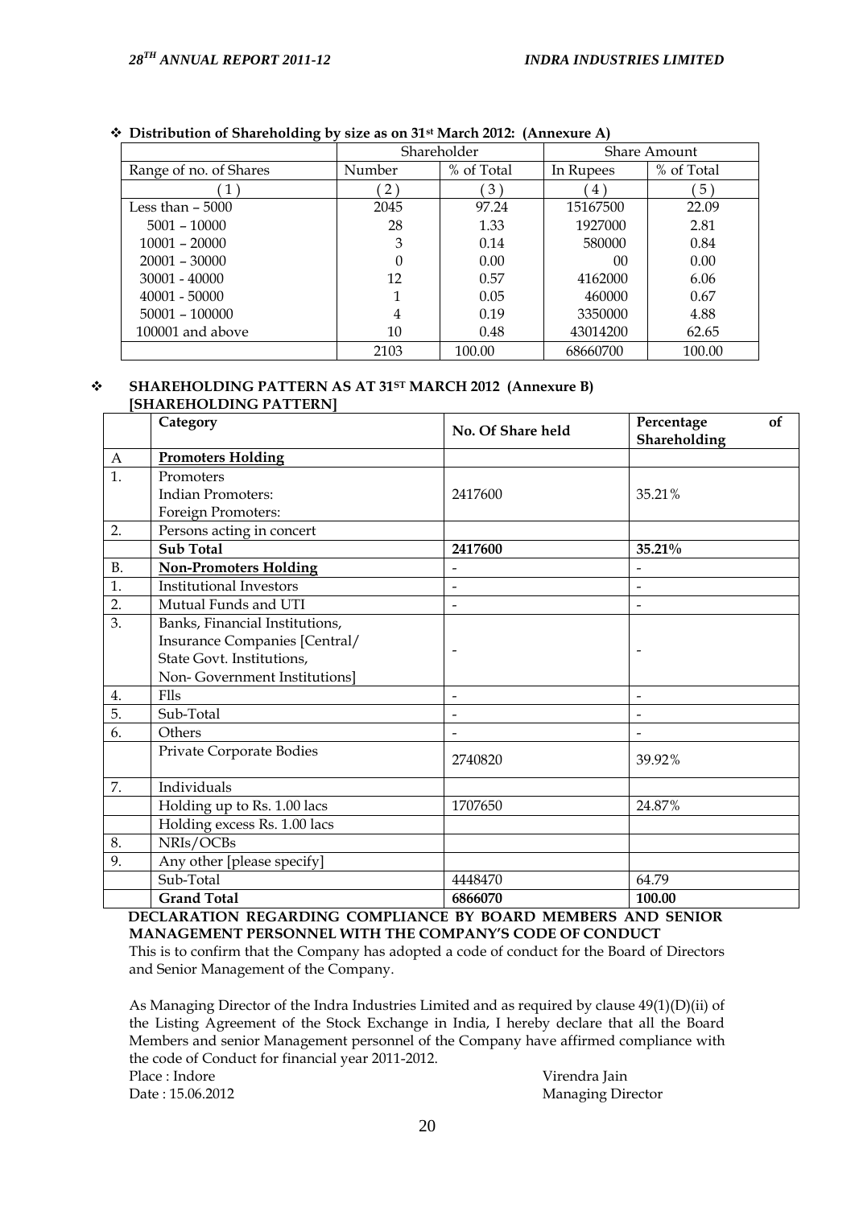- **Distribution of Shareholding by size as on 31st March 2012: (Annexure A)**

| | Shareholder | | Share Amount | |
|---|---|---|---|---|
| Range of no. of Shares | Number | % of Total | In Rupees | % of Total |
| ( 1 ) | ( 2 ) | ( 3 ) | ( 4 ) | ( 5 ) |
| Less than – 5000 | 2045 | 97.24 | 15167500 | 22.09 |
| 5001 – 10000 | 28 | 1.33 | 1927000 | 2.81 |
| 10001 – 20000 | 3 | 0.14 | 580000 | 0.84 |
| 20001 – 30000 | 0 | 0.00 | 00 | 0.00 |
| 30001 - 40000 | 12 | 0.57 | 4162000 | 6.06 |
| 40001 - 50000 | 1 | 0.05 | 460000 | 0.67 |
| 50001 – 100000 | 4 | 0.19 | 3350000 | 4.88 |
| 100001 and above | 10 | 0.48 | 43014200 | 62.65 |
| | 2103 | 100.00 | 68660700 | 100.00 |

- **SHAREHOLDING PATTERN AS AT 31ST MARCH 2012 (Annexure B) [SHAREHOLDING PATTERN]**

| | Category | No. Of Share held | Percentage of Shareholding |
|---|---|---|---|
| A | **Promoters Holding** | | |
| 1. | Promoters<br>Indian Promoters:<br>Foreign Promoters: | 2417600 | 35.21% |
| 2. | Persons acting in concert | | |
| | **Sub Total** | **2417600** | **35.21%** |
| B. | **Non-Promoters Holding** | - | - |
| 1. | Institutional Investors | - | - |
| 2. | Mutual Funds and UTI | - | - |
| 3. | Banks, Financial Institutions, Insurance Companies [Central/ State Govt. Institutions, Non- Government Institutions] | - | - |
| 4. | FIls | - | - |
| 5. | Sub-Total | - | - |
| 6. | Others | - | - |
| | Private Corporate Bodies | 2740820 | 39.92% |
| 7. | Individuals | | |
| | Holding up to Rs. 1.00 lacs | 1707650 | 24.87% |
| | Holding excess Rs. 1.00 lacs | | |
| 8. | NRIs/OCBs | | |
| 9. | Any other [please specify] | | |
| | Sub-Total | 4448470 | 64.79 |
| | **Grand Total** | **6866070** | **100.00** |

**DECLARATION REGARDING COMPLIANCE BY BOARD MEMBERS AND SENIOR MANAGEMENT PERSONNEL WITH THE COMPANY'S CODE OF CONDUCT**

This is to confirm that the Company has adopted a code of conduct for the Board of Directors and Senior Management of the Company.

As Managing Director of the Indra Industries Limited and as required by clause 49(1)(D)(ii) of the Listing Agreement of the Stock Exchange in India, I hereby declare that all the Board Members and senior Management personnel of the Company have affirmed compliance with the code of Conduct for financial year 2011-2012.

Place : Indore
Date : 15.06.2012

Virendra Jain
Managing Director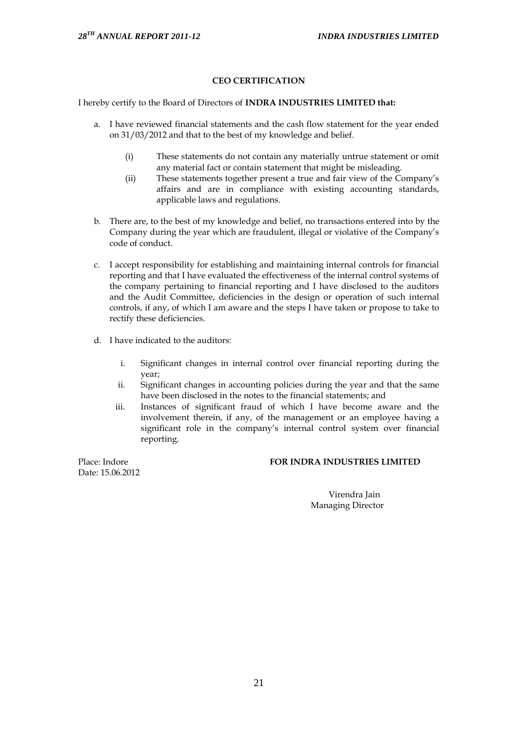## CEO CERTIFICATION

I hereby certify to the Board of Directors of **INDRA INDUSTRIES LIMITED that:**

a. I have reviewed financial statements and the cash flow statement for the year ended on 31/03/2012 and that to the best of my knowledge and belief.

   (i) These statements do not contain any materially untrue statement or omit any material fact or contain statement that might be misleading.

   (ii) These statements together present a true and fair view of the Company's affairs and are in compliance with existing accounting standards, applicable laws and regulations.

b. There are, to the best of my knowledge and belief, no transactions entered into by the Company during the year which are fraudulent, illegal or violative of the Company's code of conduct.

c. I accept responsibility for establishing and maintaining internal controls for financial reporting and that I have evaluated the effectiveness of the internal control systems of the company pertaining to financial reporting and I have disclosed to the auditors and the Audit Committee, deficiencies in the design or operation of such internal controls, if any, of which I am aware and the steps I have taken or propose to take to rectify these deficiencies.

d. I have indicated to the auditors:

   i. Significant changes in internal control over financial reporting during the year;

   ii. Significant changes in accounting policies during the year and that the same have been disclosed in the notes to the financial statements; and

   iii. Instances of significant fraud of which I have become aware and the involvement therein, if any, of the management or an employee having a significant role in the company's internal control system over financial reporting.

Place: Indore
Date: 15.06.2012

**FOR INDRA INDUSTRIES LIMITED**

Virendra Jain
Managing Director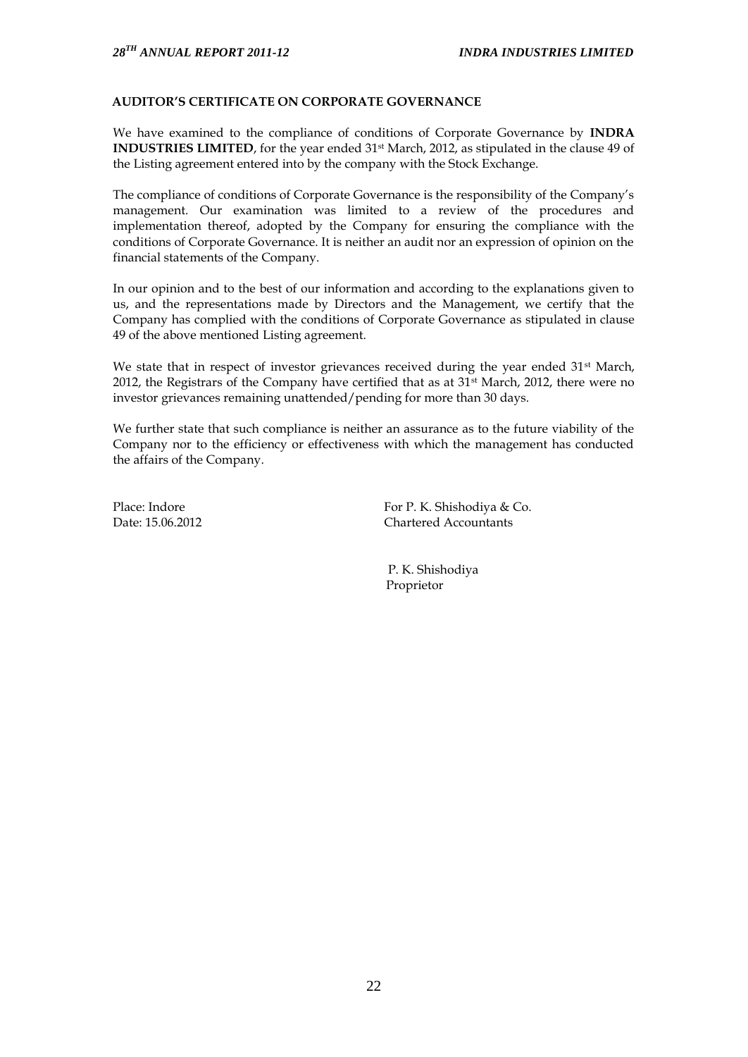## AUDITOR'S CERTIFICATE ON CORPORATE GOVERNANCE

We have examined to the compliance of conditions of Corporate Governance by **INDRA INDUSTRIES LIMITED**, for the year ended 31st March, 2012, as stipulated in the clause 49 of the Listing agreement entered into by the company with the Stock Exchange.

The compliance of conditions of Corporate Governance is the responsibility of the Company's management. Our examination was limited to a review of the procedures and implementation thereof, adopted by the Company for ensuring the compliance with the conditions of Corporate Governance. It is neither an audit nor an expression of opinion on the financial statements of the Company.

In our opinion and to the best of our information and according to the explanations given to us, and the representations made by Directors and the Management, we certify that the Company has complied with the conditions of Corporate Governance as stipulated in clause 49 of the above mentioned Listing agreement.

We state that in respect of investor grievances received during the year ended 31st March, 2012, the Registrars of the Company have certified that as at 31st March, 2012, there were no investor grievances remaining unattended/pending for more than 30 days.

We further state that such compliance is neither an assurance as to the future viability of the Company nor to the efficiency or effectiveness with which the management has conducted the affairs of the Company.

Place: Indore
Date: 15.06.2012

For P. K. Shishodiya & Co.
Chartered Accountants

P. K. Shishodiya
Proprietor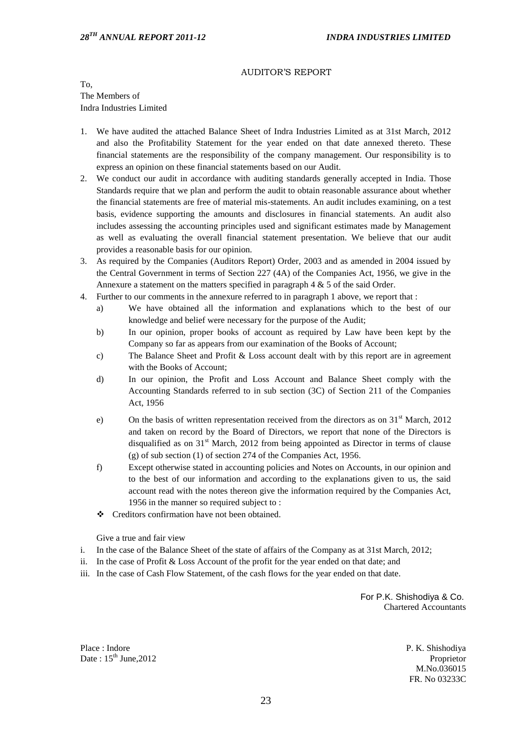## AUDITOR'S REPORT

To,
The Members of
Indra Industries Limited

1. We have audited the attached Balance Sheet of Indra Industries Limited as at 31st March, 2012 and also the Profitability Statement for the year ended on that date annexed thereto. These financial statements are the responsibility of the company management. Our responsibility is to express an opinion on these financial statements based on our Audit.
2. We conduct our audit in accordance with auditing standards generally accepted in India. Those Standards require that we plan and perform the audit to obtain reasonable assurance about whether the financial statements are free of material mis-statements. An audit includes examining, on a test basis, evidence supporting the amounts and disclosures in financial statements. An audit also includes assessing the accounting principles used and significant estimates made by Management as well as evaluating the overall financial statement presentation. We believe that our audit provides a reasonable basis for our opinion.
3. As required by the Companies (Auditors Report) Order, 2003 and as amended in 2004 issued by the Central Government in terms of Section 227 (4A) of the Companies Act, 1956, we give in the Annexure a statement on the matters specified in paragraph 4 & 5 of the said Order.
4. Further to our comments in the annexure referred to in paragraph 1 above, we report that :
   a) We have obtained all the information and explanations which to the best of our knowledge and belief were necessary for the purpose of the Audit;
   b) In our opinion, proper books of account as required by Law have been kept by the Company so far as appears from our examination of the Books of Account;
   c) The Balance Sheet and Profit & Loss account dealt with by this report are in agreement with the Books of Account;
   d) In our opinion, the Profit and Loss Account and Balance Sheet comply with the Accounting Standards referred to in sub section (3C) of Section 211 of the Companies Act, 1956
   e) On the basis of written representation received from the directors as on 31st March, 2012 and taken on record by the Board of Directors, we report that none of the Directors is disqualified as on 31st March, 2012 from being appointed as Director in terms of clause (g) of sub section (1) of section 274 of the Companies Act, 1956.
   f) Except otherwise stated in accounting policies and Notes on Accounts, in our opinion and to the best of our information and according to the explanations given to us, the said account read with the notes thereon give the information required by the Companies Act, 1956 in the manner so required subject to :
   - Creditors confirmation have not been obtained.

   Give a true and fair view

i. In the case of the Balance Sheet of the state of affairs of the Company as at 31st March, 2012;
ii. In the case of Profit & Loss Account of the profit for the year ended on that date; and
iii. In the case of Cash Flow Statement, of the cash flows for the year ended on that date.

For P.K. Shishodiya & Co.
Chartered Accountants

Place : Indore
Date : 15th June,2012

P. K. Shishodiya
Proprietor
M.No.036015
FR. No 03233C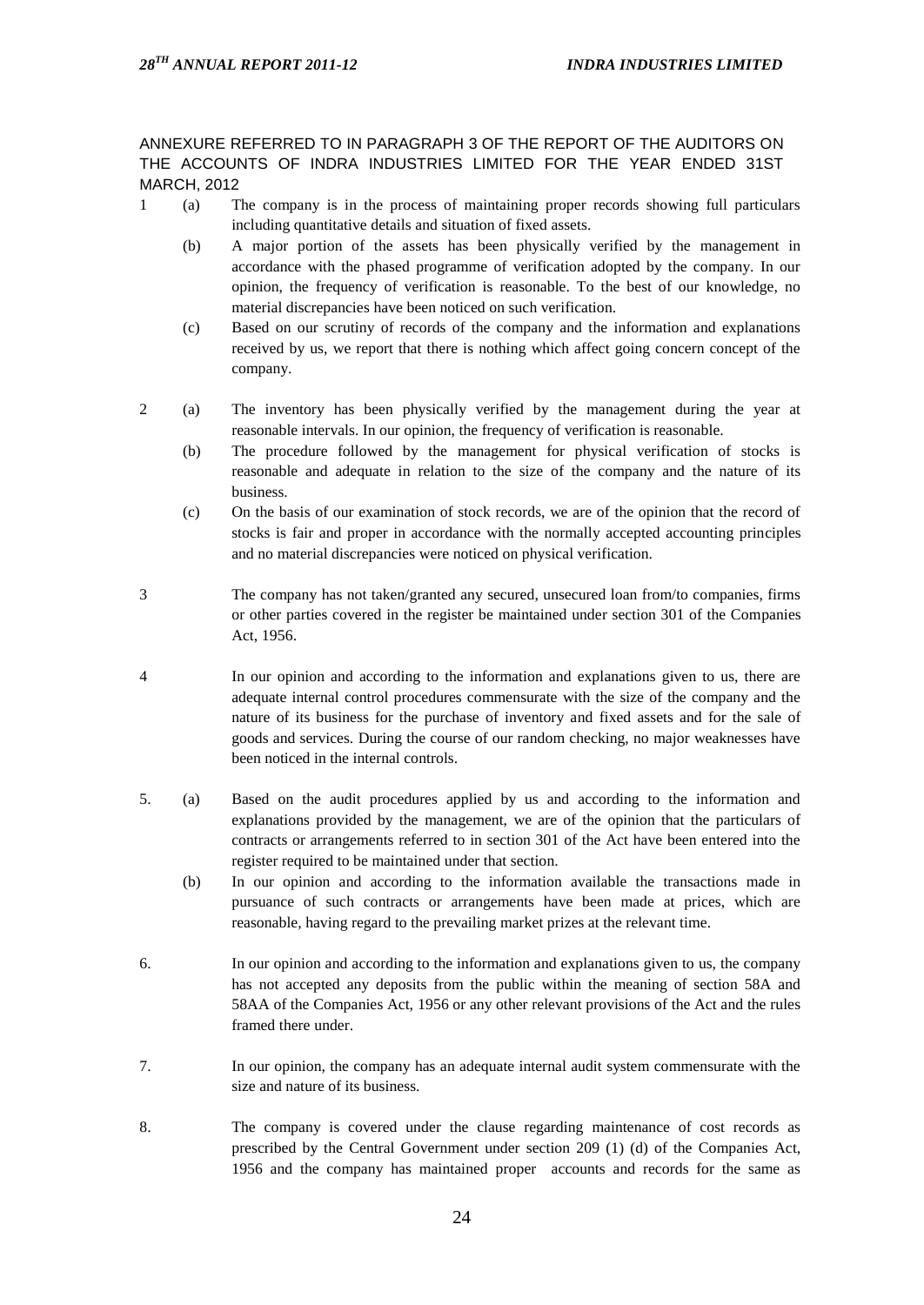ANNEXURE REFERRED TO IN PARAGRAPH 3 OF THE REPORT OF THE AUDITORS ON THE ACCOUNTS OF INDRA INDUSTRIES LIMITED FOR THE YEAR ENDED 31ST MARCH, 2012

1 (a) The company is in the process of maintaining proper records showing full particulars including quantitative details and situation of fixed assets.

(b) A major portion of the assets has been physically verified by the management in accordance with the phased programme of verification adopted by the company. In our opinion, the frequency of verification is reasonable. To the best of our knowledge, no material discrepancies have been noticed on such verification.

(c) Based on our scrutiny of records of the company and the information and explanations received by us, we report that there is nothing which affect going concern concept of the company.

2 (a) The inventory has been physically verified by the management during the year at reasonable intervals. In our opinion, the frequency of verification is reasonable.

(b) The procedure followed by the management for physical verification of stocks is reasonable and adequate in relation to the size of the company and the nature of its business.

(c) On the basis of our examination of stock records, we are of the opinion that the record of stocks is fair and proper in accordance with the normally accepted accounting principles and no material discrepancies were noticed on physical verification.

3 The company has not taken/granted any secured, unsecured loan from/to companies, firms or other parties covered in the register be maintained under section 301 of the Companies Act, 1956.

4 In our opinion and according to the information and explanations given to us, there are adequate internal control procedures commensurate with the size of the company and the nature of its business for the purchase of inventory and fixed assets and for the sale of goods and services. During the course of our random checking, no major weaknesses have been noticed in the internal controls.

5. (a) Based on the audit procedures applied by us and according to the information and explanations provided by the management, we are of the opinion that the particulars of contracts or arrangements referred to in section 301 of the Act have been entered into the register required to be maintained under that section.

(b) In our opinion and according to the information available the transactions made in pursuance of such contracts or arrangements have been made at prices, which are reasonable, having regard to the prevailing market prizes at the relevant time.

6. In our opinion and according to the information and explanations given to us, the company has not accepted any deposits from the public within the meaning of section 58A and 58AA of the Companies Act, 1956 or any other relevant provisions of the Act and the rules framed there under.

7. In our opinion, the company has an adequate internal audit system commensurate with the size and nature of its business.

8. The company is covered under the clause regarding maintenance of cost records as prescribed by the Central Government under section 209 (1) (d) of the Companies Act, 1956 and the company has maintained proper accounts and records for the same as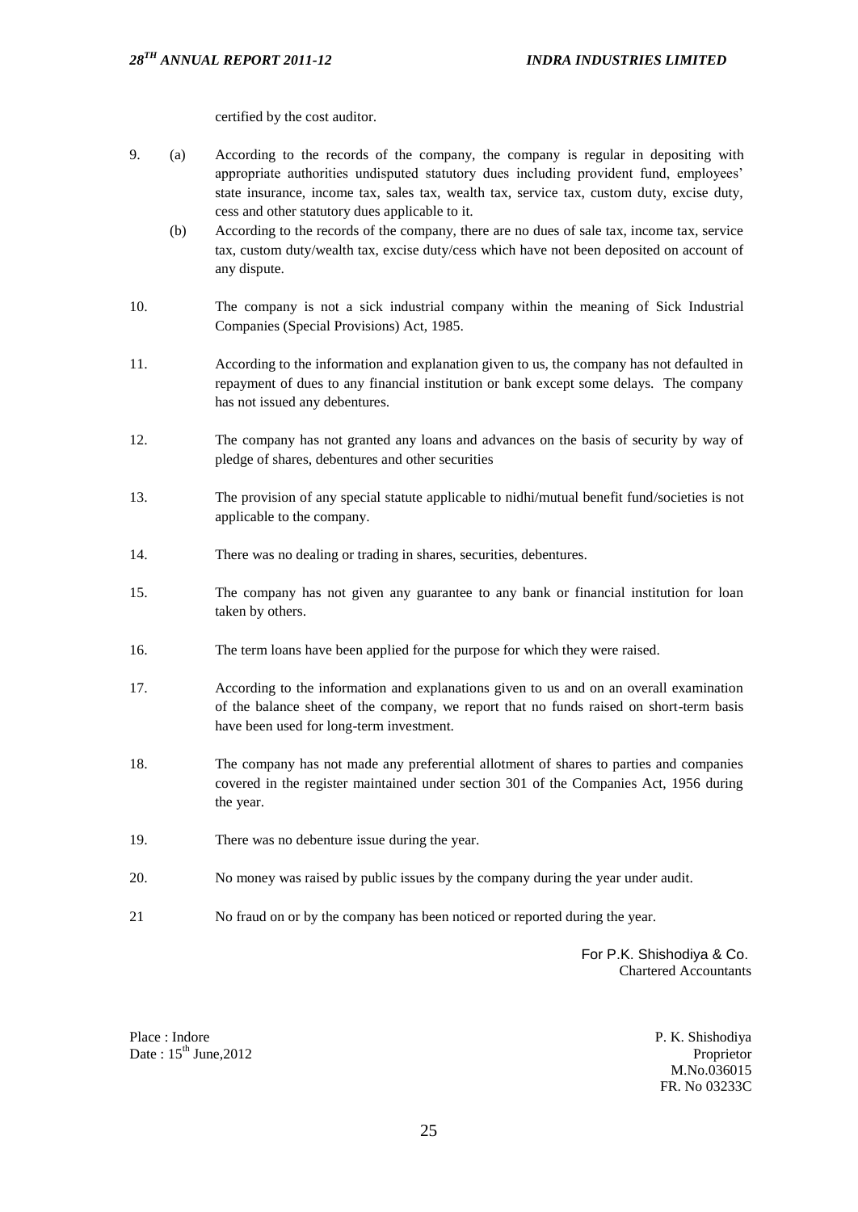certified by the cost auditor.

9. (a) According to the records of the company, the company is regular in depositing with appropriate authorities undisputed statutory dues including provident fund, employees' state insurance, income tax, sales tax, wealth tax, service tax, custom duty, excise duty, cess and other statutory dues applicable to it.

   (b) According to the records of the company, there are no dues of sale tax, income tax, service tax, custom duty/wealth tax, excise duty/cess which have not been deposited on account of any dispute.

10. The company is not a sick industrial company within the meaning of Sick Industrial Companies (Special Provisions) Act, 1985.

11. According to the information and explanation given to us, the company has not defaulted in repayment of dues to any financial institution or bank except some delays. The company has not issued any debentures.

12. The company has not granted any loans and advances on the basis of security by way of pledge of shares, debentures and other securities

13. The provision of any special statute applicable to nidhi/mutual benefit fund/societies is not applicable to the company.

14. There was no dealing or trading in shares, securities, debentures.

15. The company has not given any guarantee to any bank or financial institution for loan taken by others.

16. The term loans have been applied for the purpose for which they were raised.

17. According to the information and explanations given to us and on an overall examination of the balance sheet of the company, we report that no funds raised on short-term basis have been used for long-term investment.

18. The company has not made any preferential allotment of shares to parties and companies covered in the register maintained under section 301 of the Companies Act, 1956 during the year.

19. There was no debenture issue during the year.

20. No money was raised by public issues by the company during the year under audit.

21 No fraud on or by the company has been noticed or reported during the year.

For P.K. Shishodiya & Co.
Chartered Accountants

Place : Indore
Date : 15th June,2012

P. K. Shishodiya
Proprietor
M.No.036015
FR. No 03233C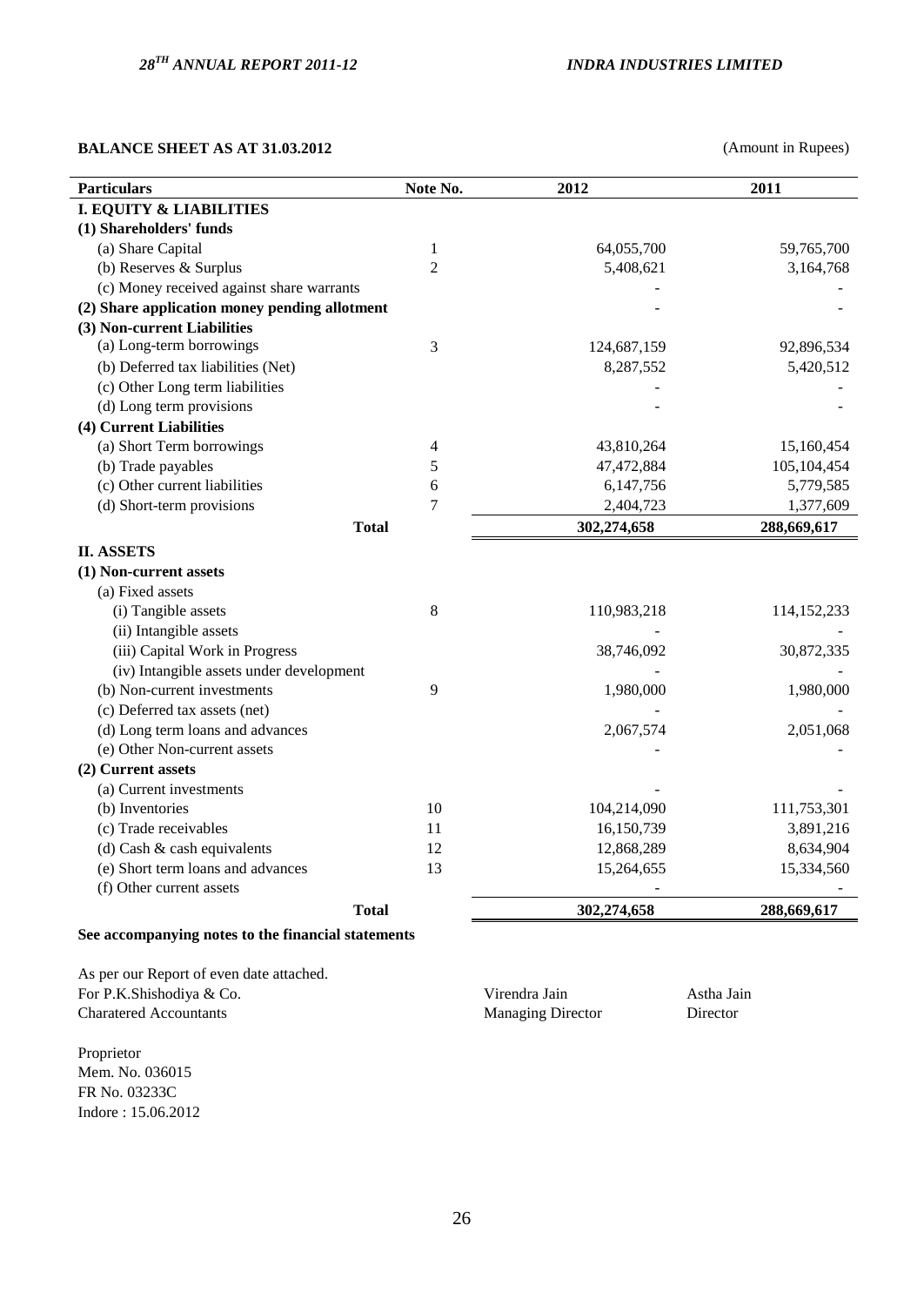**BALANCE SHEET AS AT 31.03.2012**

(Amount in Rupees)

| Particulars | Note No. | 2012 | 2011 |
|---|---|---|---|
| **I. EQUITY & LIABILITIES** | | | |
| **(1) Shareholders' funds** | | | |
| (a) Share Capital | 1 | 64,055,700 | 59,765,700 |
| (b) Reserves & Surplus | 2 | 5,408,621 | 3,164,768 |
| (c) Money received against share warrants | | - | - |
| **(2) Share application money pending allotment** | | - | - |
| **(3) Non-current Liabilities** | | | |
| (a) Long-term borrowings | 3 | 124,687,159 | 92,896,534 |
| (b) Deferred tax liabilities (Net) | | 8,287,552 | 5,420,512 |
| (c) Other Long term liabilities | | - | - |
| (d) Long term provisions | | - | - |
| **(4) Current Liabilities** | | | |
| (a) Short Term borrowings | 4 | 43,810,264 | 15,160,454 |
| (b) Trade payables | 5 | 47,472,884 | 105,104,454 |
| (c) Other current liabilities | 6 | 6,147,756 | 5,779,585 |
| (d) Short-term provisions | 7 | 2,404,723 | 1,377,609 |
| **Total** | | **302,274,658** | **288,669,617** |
| **II. ASSETS** | | | |
| **(1) Non-current assets** | | | |
| (a) Fixed assets | | | |
| (i) Tangible assets | 8 | 110,983,218 | 114,152,233 |
| (ii) Intangible assets | | - | - |
| (iii) Capital Work in Progress | | 38,746,092 | 30,872,335 |
| (iv) Intangible assets under development | | - | - |
| (b) Non-current investments | 9 | 1,980,000 | 1,980,000 |
| (c) Deferred tax assets (net) | | - | - |
| (d) Long term loans and advances | | 2,067,574 | 2,051,068 |
| (e) Other Non-current assets | | - | - |
| **(2) Current assets** | | | |
| (a) Current investments | | - | - |
| (b) Inventories | 10 | 104,214,090 | 111,753,301 |
| (c) Trade receivables | 11 | 16,150,739 | 3,891,216 |
| (d) Cash & cash equivalents | 12 | 12,868,289 | 8,634,904 |
| (e) Short term loans and advances | 13 | 15,264,655 | 15,334,560 |
| (f) Other current assets | | - | - |
| **Total** | | **302,274,658** | **288,669,617** |

**See accompanying notes to the financial statements**

As per our Report of even date attached.
For P.K.Shishodiya & Co.
Charatered Accountants

Virendra Jain
Managing Director

Astha Jain
Director

Proprietor
Mem. No. 036015
FR No. 03233C
Indore : 15.06.2012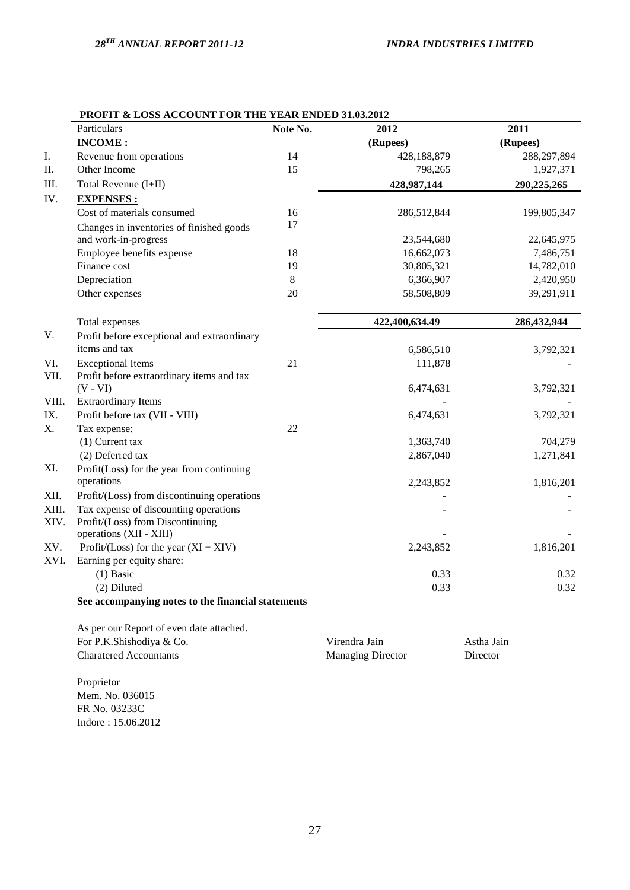## PROFIT & LOSS ACCOUNT FOR THE YEAR ENDED 31.03.2012

| | Particulars | Note No. | 2012 | 2011 |
|---|---|---|---|---|
| | **INCOME :** | | **(Rupees)** | **(Rupees)** |
| I. | Revenue from operations | 14 | 428,188,879 | 288,297,894 |
| II. | Other Income | 15 | 798,265 | 1,927,371 |
| III. | Total Revenue (I+II) | | **428,987,144** | **290,225,265** |
| IV. | **EXPENSES :** | | | |
| | Cost of materials consumed | 16 | 286,512,844 | 199,805,347 |
| | Changes in inventories of finished goods and work-in-progress | 17 | 23,544,680 | 22,645,975 |
| | Employee benefits expense | 18 | 16,662,073 | 7,486,751 |
| | Finance cost | 19 | 30,805,321 | 14,782,010 |
| | Depreciation | 8 | 6,366,907 | 2,420,950 |
| | Other expenses | 20 | 58,508,809 | 39,291,911 |
| | Total expenses | | **422,400,634.49** | **286,432,944** |
| V. | Profit before exceptional and extraordinary items and tax | | 6,586,510 | 3,792,321 |
| VI. | Exceptional Items | 21 | 111,878 | - |
| VII. | Profit before extraordinary items and tax (V - VI) | | 6,474,631 | 3,792,321 |
| VIII. | Extraordinary Items | | - | - |
| IX. | Profit before tax (VII - VIII) | | 6,474,631 | 3,792,321 |
| X. | Tax expense: | 22 | | |
| | (1) Current tax | | 1,363,740 | 704,279 |
| | (2) Deferred tax | | 2,867,040 | 1,271,841 |
| XI. | Profit(Loss) for the year from continuing operations | | 2,243,852 | 1,816,201 |
| XII. | Profit/(Loss) from discontinuing operations | | - | - |
| XIII. | Tax expense of discounting operations | | - | - |
| XIV. | Profit/(Loss) from Discontinuing operations (XII - XIII) | | - | - |
| XV. | Profit/(Loss) for the year (XI + XIV) | | 2,243,852 | 1,816,201 |
| XVI. | Earning per equity share: | | | |
| | (1) Basic | | 0.33 | 0.32 |
| | (2) Diluted | | 0.33 | 0.32 |

**See accompanying notes to the financial statements**

As per our Report of even date attached.
For P.K.Shishodiya & Co.
Charatered Accountants

Proprietor
Mem. No. 036015
FR No. 03233C
Indore : 15.06.2012

Virendra Jain
Managing Director

Astha Jain
Director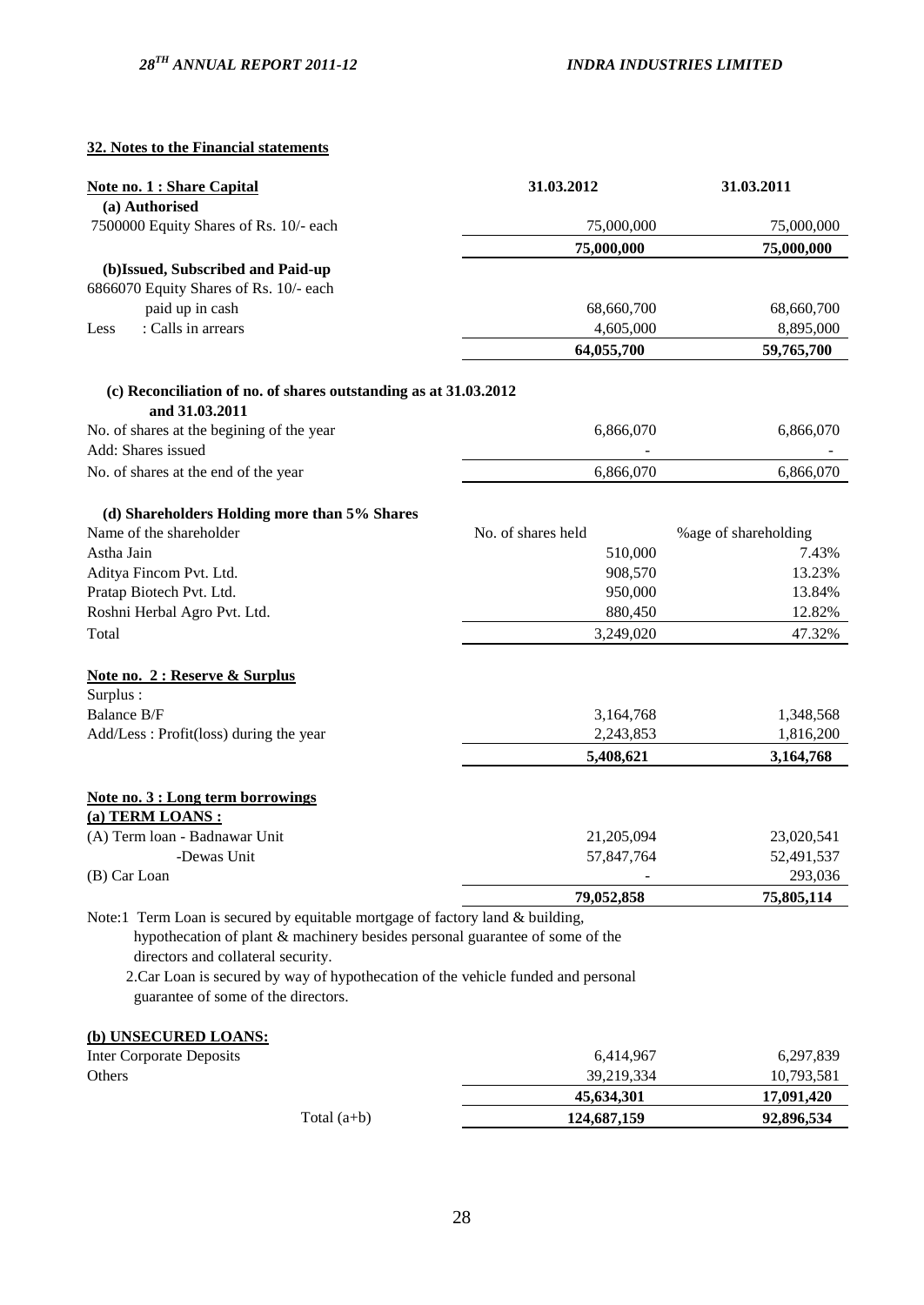## 32. Notes to the Financial statements

| Note no. 1 : Share Capital | 31.03.2012 | 31.03.2011 |
|---|---|---|
| **(a) Authorised** | | |
| 7500000 Equity Shares of Rs. 10/- each | 75,000,000 | 75,000,000 |
| | **75,000,000** | **75,000,000** |
| **(b)Issued, Subscribed and Paid-up** | | |
| 6866070 Equity Shares of Rs. 10/- each | | |
| paid up in cash | 68,660,700 | 68,660,700 |
| Less : Calls in arrears | 4,605,000 | 8,895,000 |
| | **64,055,700** | **59,765,700** |
| **(c) Reconciliation of no. of shares outstanding as at 31.03.2012 and 31.03.2011** | | |
| No. of shares at the begining of the year | 6,866,070 | 6,866,070 |
| Add: Shares issued | - | - |
| No. of shares at the end of the year | 6,866,070 | 6,866,070 |

**(d) Shareholders Holding more than 5% Shares**

| Name of the shareholder | No. of shares held | %age of shareholding |
|---|---|---|
| Astha Jain | 510,000 | 7.43% |
| Aditya Fincom Pvt. Ltd. | 908,570 | 13.23% |
| Pratap Biotech Pvt. Ltd. | 950,000 | 13.84% |
| Roshni Herbal Agro Pvt. Ltd. | 880,450 | 12.82% |
| Total | 3,249,020 | 47.32% |

| Note no. 2 : Reserve & Surplus | 31.03.2012 | 31.03.2011 |
|---|---|---|
| Surplus : | | |
| Balance B/F | 3,164,768 | 1,348,568 |
| Add/Less : Profit(loss) during the year | 2,243,853 | 1,816,200 |
| | **5,408,621** | **3,164,768** |

| Note no. 3 : Long term borrowings | 31.03.2012 | 31.03.2011 |
|---|---|---|
| **(a) TERM LOANS :** | | |
| (A) Term loan - Badnawar Unit | 21,205,094 | 23,020,541 |
| -Dewas Unit | 57,847,764 | 52,491,537 |
| (B) Car Loan | - | 293,036 |
| | **79,052,858** | **75,805,114** |

Note:1 Term Loan is secured by equitable mortgage of factory land & building, hypothecation of plant & machinery besides personal guarantee of some of the directors and collateral security.

2.Car Loan is secured by way of hypothecation of the vehicle funded and personal guarantee of some of the directors.

| (b) UNSECURED LOANS: | 31.03.2012 | 31.03.2011 |
|---|---|---|
| Inter Corporate Deposits | 6,414,967 | 6,297,839 |
| Others | 39,219,334 | 10,793,581 |
| | **45,634,301** | **17,091,420** |
| Total (a+b) | **124,687,159** | **92,896,534** |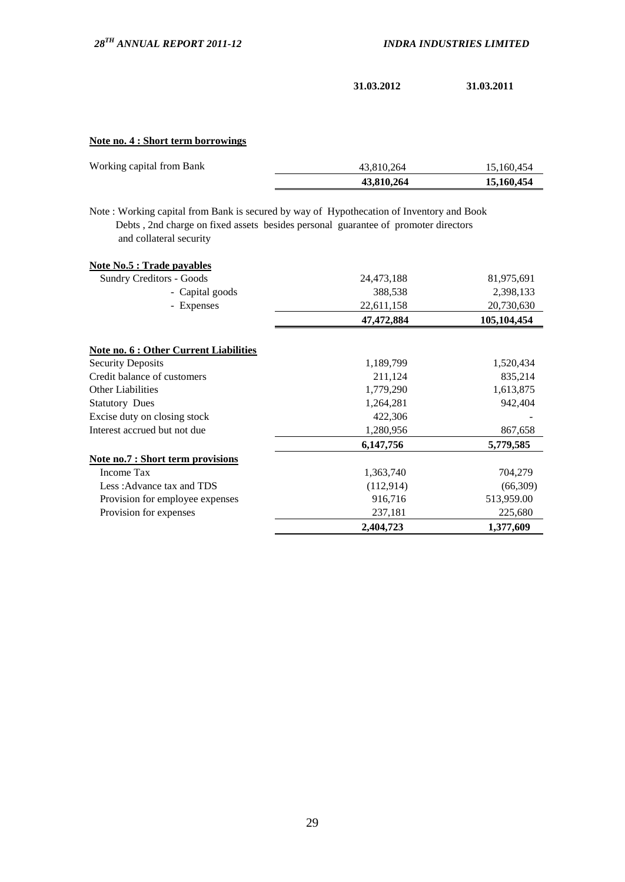| | 31.03.2012 | 31.03.2011 |
|---|---|---|

**Note no. 4 : Short term borrowings**

| | 31.03.2012 | 31.03.2011 |
|---|---|---|
| Working capital from Bank | 43,810,264 | 15,160,454 |
| | **43,810,264** | **15,160,454** |

Note : Working capital from Bank is secured by way of Hypothecation of Inventory and Book Debts , 2nd charge on fixed assets besides personal guarantee of promoter directors and collateral security

**Note No.5 : Trade payables**

| | 31.03.2012 | 31.03.2011 |
|---|---|---|
| Sundry Creditors - Goods | 24,473,188 | 81,975,691 |
| - Capital goods | 388,538 | 2,398,133 |
| - Expenses | 22,611,158 | 20,730,630 |
| | **47,472,884** | **105,104,454** |

**Note no. 6 : Other Current Liabilities**

| | 31.03.2012 | 31.03.2011 |
|---|---|---|
| Security Deposits | 1,189,799 | 1,520,434 |
| Credit balance of customers | 211,124 | 835,214 |
| Other Liabilities | 1,779,290 | 1,613,875 |
| Statutory Dues | 1,264,281 | 942,404 |
| Excise duty on closing stock | 422,306 | - |
| Interest accrued but not due | 1,280,956 | 867,658 |
| | **6,147,756** | **5,779,585** |

**Note no.7 : Short term provisions**

| | 31.03.2012 | 31.03.2011 |
|---|---|---|
| Income Tax | 1,363,740 | 704,279 |
| Less :Advance tax and TDS | (112,914) | (66,309) |
| Provision for employee expenses | 916,716 | 513,959.00 |
| Provision for expenses | 237,181 | 225,680 |
| | **2,404,723** | **1,377,609** |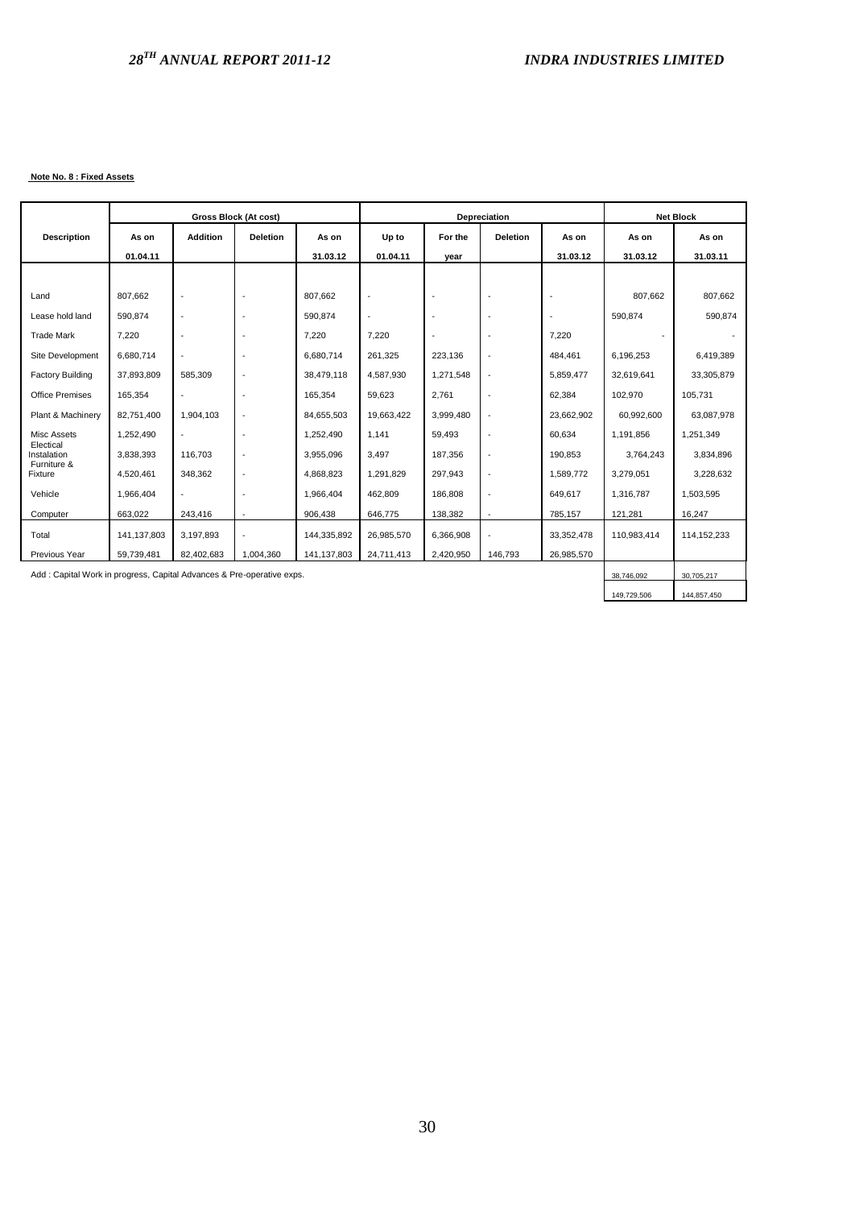**Note No. 8 : Fixed Assets**

| Description | Gross Block (At cost) | | | | Depreciation | | | | Net Block | |
|---|---|---|---|---|---|---|---|---|---|---|
| | As on 01.04.11 | Addition | Deletion | As on 31.03.12 | Up to 01.04.11 | For the year | Deletion | As on 31.03.12 | As on 31.03.12 | As on 31.03.11 |
| Land | 807,662 | - | - | 807,662 | - | - | - | - | 807,662 | 807,662 |
| Lease hold land | 590,874 | - | - | 590,874 | - | - | - | - | 590,874 | 590,874 |
| Trade Mark | 7,220 | - | - | 7,220 | 7,220 | - | - | 7,220 | - | - |
| Site Development | 6,680,714 | - | - | 6,680,714 | 261,325 | 223,136 | - | 484,461 | 6,196,253 | 6,419,389 |
| Factory Building | 37,893,809 | 585,309 | - | 38,479,118 | 4,587,930 | 1,271,548 | - | 5,859,477 | 32,619,641 | 33,305,879 |
| Office Premises | 165,354 | - | - | 165,354 | 59,623 | 2,761 | - | 62,384 | 102,970 | 105,731 |
| Plant & Machinery | 82,751,400 | 1,904,103 | - | 84,655,503 | 19,663,422 | 3,999,480 | - | 23,662,902 | 60,992,600 | 63,087,978 |
| Misc Assets | 1,252,490 | - | - | 1,252,490 | 1,141 | 59,493 | - | 60,634 | 1,191,856 | 1,251,349 |
| Electical Instalation | 3,838,393 | 116,703 | - | 3,955,096 | 3,497 | 187,356 | - | 190,853 | 3,764,243 | 3,834,896 |
| Furniture & Fixture | 4,520,461 | 348,362 | - | 4,868,823 | 1,291,829 | 297,943 | - | 1,589,772 | 3,279,051 | 3,228,632 |
| Vehicle | 1,966,404 | - | - | 1,966,404 | 462,809 | 186,808 | - | 649,617 | 1,316,787 | 1,503,595 |
| Computer | 663,022 | 243,416 | - | 906,438 | 646,775 | 138,382 | - | 785,157 | 121,281 | 16,247 |
| Total | 141,137,803 | 3,197,893 | - | 144,335,892 | 26,985,570 | 6,366,908 | - | 33,352,478 | 110,983,414 | 114,152,233 |
| Previous Year | 59,739,481 | 82,402,683 | 1,004,360 | 141,137,803 | 24,711,413 | 2,420,950 | 146,793 | 26,985,570 | | |
| Add : Capital Work in progress, Capital Advances & Pre-operative exps. | | | | | | | | | 38,746,092 | 30,705,217 |
| | | | | | | | | | 149,729,506 | 144,857,450 |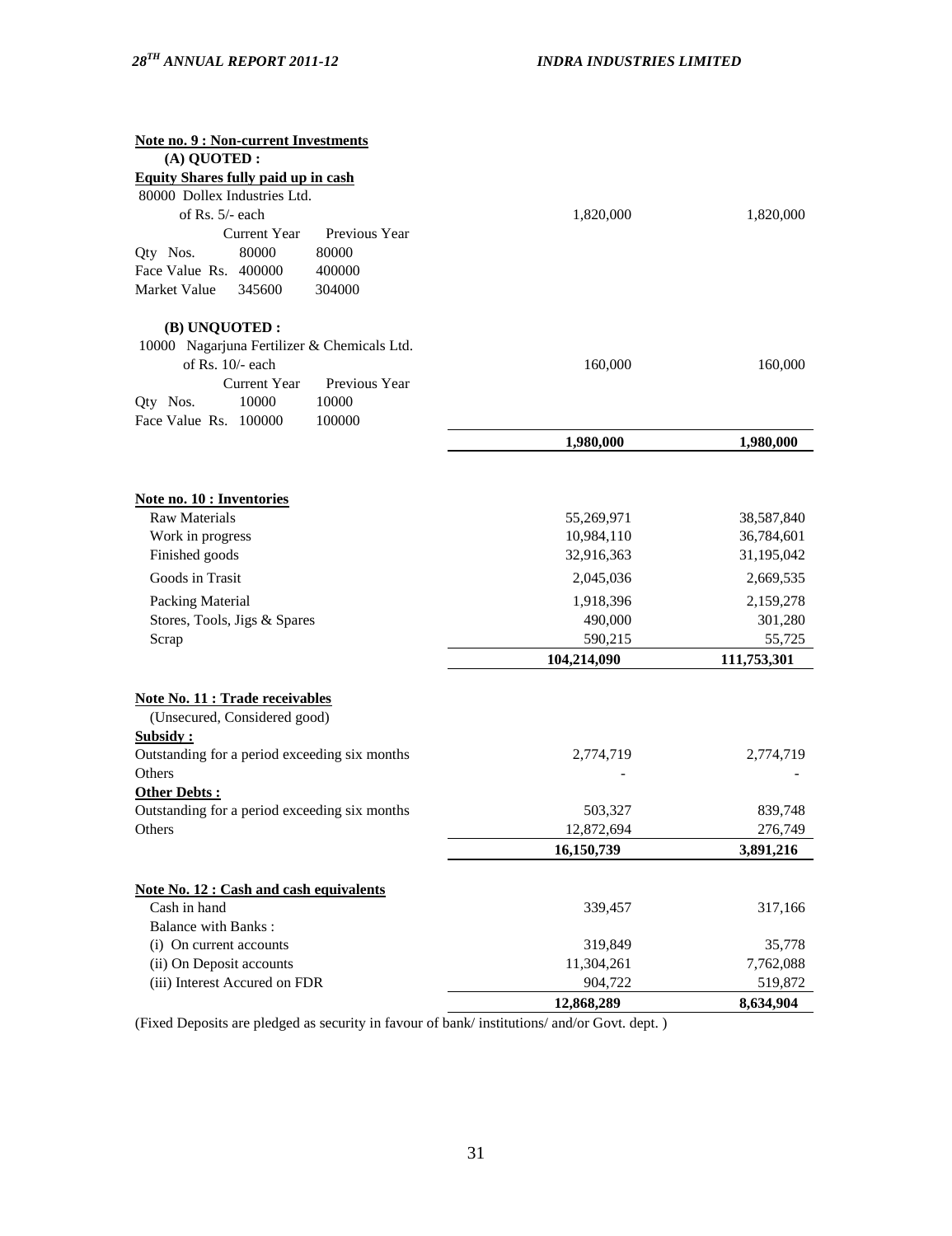**Note no. 9 : Non-current Investments**

**(A) QUOTED :**

**Equity Shares fully paid up in cash**

| | | |
|---|---|---|
| 80000 Dollex Industries Ltd. of Rs. 5/- each | 1,820,000 | 1,820,000 |

| | Current Year | Previous Year |
|---|---|---|
| Qty Nos. | 80000 | 80000 |
| Face Value Rs. | 400000 | 400000 |
| Market Value | 345600 | 304000 |

**(B) UNQUOTED :**

| | | |
|---|---|---|
| 10000 Nagarjuna Fertilizer & Chemicals Ltd. of Rs. 10/- each | 160,000 | 160,000 |

| | Current Year | Previous Year |
|---|---|---|
| Qty Nos. | 10000 | 10000 |
| Face Value Rs. | 100000 | 100000 |

| | | |
|---|---|---|
| | **1,980,000** | **1,980,000** |

**Note no. 10 : Inventories**

| | | |
|---|---|---|
| Raw Materials | 55,269,971 | 38,587,840 |
| Work in progress | 10,984,110 | 36,784,601 |
| Finished goods | 32,916,363 | 31,195,042 |
| Goods in Trasit | 2,045,036 | 2,669,535 |
| Packing Material | 1,918,396 | 2,159,278 |
| Stores, Tools, Jigs & Spares | 490,000 | 301,280 |
| Scrap | 590,215 | 55,725 |
| | **104,214,090** | **111,753,301** |

**Note No. 11 : Trade receivables**

(Unsecured, Considered good)

| | | |
|---|---|---|
| **Subsidy :** | | |
| Outstanding for a period exceeding six months | 2,774,719 | 2,774,719 |
| Others | - | - |
| **Other Debts :** | | |
| Outstanding for a period exceeding six months | 503,327 | 839,748 |
| Others | 12,872,694 | 276,749 |
| | **16,150,739** | **3,891,216** |

**Note No. 12 : Cash and cash equivalents**

| | | |
|---|---|---|
| Cash in hand | 339,457 | 317,166 |
| Balance with Banks : | | |
| (i) On current accounts | 319,849 | 35,778 |
| (ii) On Deposit accounts | 11,304,261 | 7,762,088 |
| (iii) Interest Accured on FDR | 904,722 | 519,872 |
| | **12,868,289** | **8,634,904** |

(Fixed Deposits are pledged as security in favour of bank/ institutions/ and/or Govt. dept. )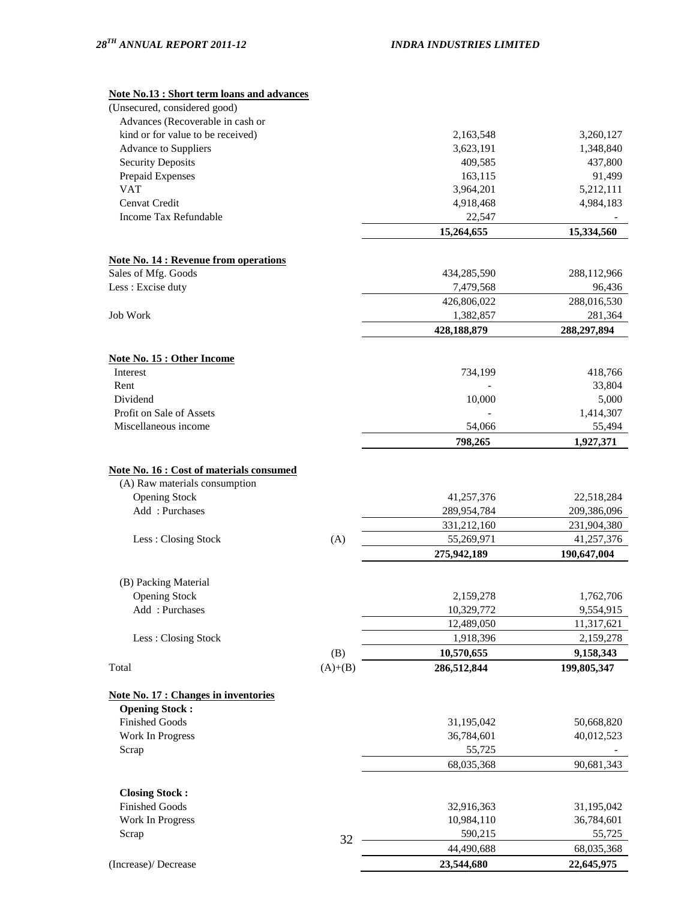**Note No.13 : Short term loans and advances**

| | | | |
|---|---|---|---|
| (Unsecured, considered good) | | | |
| Advances (Recoverable in cash or kind or for value to be received) | | 2,163,548 | 3,260,127 |
| Advance to Suppliers | | 3,623,191 | 1,348,840 |
| Security Deposits | | 409,585 | 437,800 |
| Prepaid Expenses | | 163,115 | 91,499 |
| VAT | | 3,964,201 | 5,212,111 |
| Cenvat Credit | | 4,918,468 | 4,984,183 |
| Income Tax Refundable | | 22,547 | - |
| | | **15,264,655** | **15,334,560** |

**Note No. 14 : Revenue from operations**

| | | | |
|---|---|---|---|
| Sales of Mfg. Goods | | 434,285,590 | 288,112,966 |
| Less : Excise duty | | 7,479,568 | 96,436 |
| | | 426,806,022 | 288,016,530 |
| Job Work | | 1,382,857 | 281,364 |
| | | **428,188,879** | **288,297,894** |

**Note No. 15 : Other Income**

| | | | |
|---|---|---|---|
| Interest | | 734,199 | 418,766 |
| Rent | | - | 33,804 |
| Dividend | | 10,000 | 5,000 |
| Profit on Sale of Assets | | - | 1,414,307 |
| Miscellaneous income | | 54,066 | 55,494 |
| | | **798,265** | **1,927,371** |

**Note No. 16 : Cost of materials consumed**

| | | | |
|---|---|---|---|
| (A) Raw materials consumption | | | |
| Opening Stock | | 41,257,376 | 22,518,284 |
| Add : Purchases | | 289,954,784 | 209,386,096 |
| | | 331,212,160 | 231,904,380 |
| Less : Closing Stock | (A) | 55,269,971 | 41,257,376 |
| | | **275,942,189** | **190,647,004** |
| (B) Packing Material | | | |
| Opening Stock | | 2,159,278 | 1,762,706 |
| Add : Purchases | | 10,329,772 | 9,554,915 |
| | | 12,489,050 | 11,317,621 |
| Less : Closing Stock | | 1,918,396 | 2,159,278 |
| | (B) | **10,570,655** | **9,158,343** |
| Total | (A)+(B) | **286,512,844** | **199,805,347** |

**Note No. 17 : Changes in inventories**

| | | | |
|---|---|---|---|
| **Opening Stock :** | | | |
| Finished Goods | | 31,195,042 | 50,668,820 |
| Work In Progress | | 36,784,601 | 40,012,523 |
| Scrap | | 55,725 | - |
| | | 68,035,368 | 90,681,343 |
| **Closing Stock :** | | | |
| Finished Goods | | 32,916,363 | 31,195,042 |
| Work In Progress | | 10,984,110 | 36,784,601 |
| Scrap | | 590,215 | 55,725 |
| | | 44,490,688 | 68,035,368 |
| (Increase)/ Decrease | | **23,544,680** | **22,645,975** |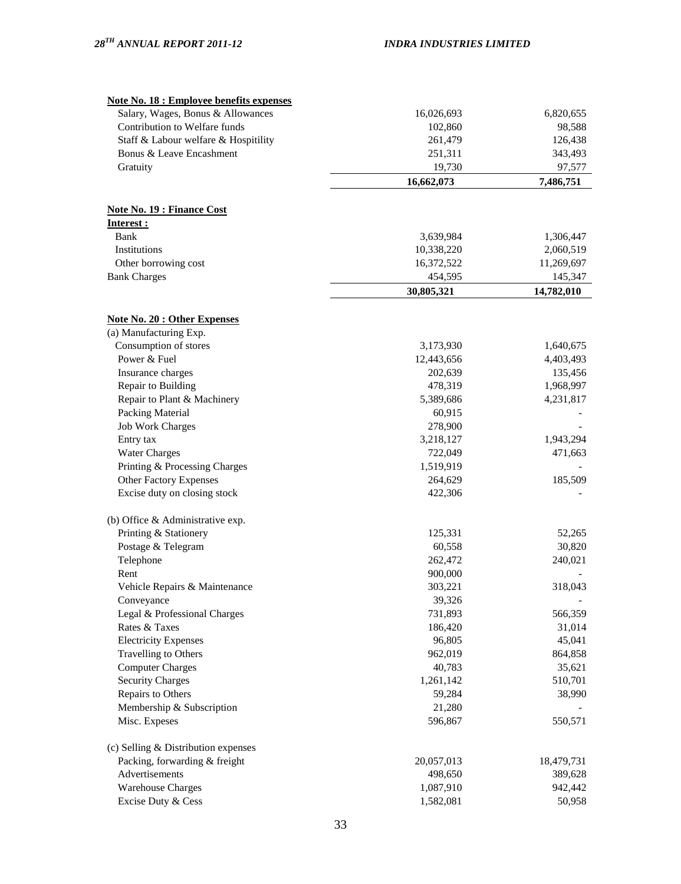**Note No. 18 : Employee benefits expenses**

| | | |
|---|---|---|
| Salary, Wages, Bonus & Allowances | 16,026,693 | 6,820,655 |
| Contribution to Welfare funds | 102,860 | 98,588 |
| Staff & Labour welfare & Hospitility | 261,479 | 126,438 |
| Bonus & Leave Encashment | 251,311 | 343,493 |
| Gratuity | 19,730 | 97,577 |
| | **16,662,073** | **7,486,751** |

**Note No. 19 : Finance Cost**

| | | |
|---|---|---|
| **Interest :** | | |
| Bank | 3,639,984 | 1,306,447 |
| Institutions | 10,338,220 | 2,060,519 |
| Other borrowing cost | 16,372,522 | 11,269,697 |
| Bank Charges | 454,595 | 145,347 |
| | **30,805,321** | **14,782,010** |

**Note No. 20 : Other Expenses**

| | | |
|---|---|---|
| (a) Manufacturing Exp. | | |
| Consumption of stores | 3,173,930 | 1,640,675 |
| Power & Fuel | 12,443,656 | 4,403,493 |
| Insurance charges | 202,639 | 135,456 |
| Repair to Building | 478,319 | 1,968,997 |
| Repair to Plant & Machinery | 5,389,686 | 4,231,817 |
| Packing Material | 60,915 | - |
| Job Work Charges | 278,900 | - |
| Entry tax | 3,218,127 | 1,943,294 |
| Water Charges | 722,049 | 471,663 |
| Printing & Processing Charges | 1,519,919 | - |
| Other Factory Expenses | 264,629 | 185,509 |
| Excise duty on closing stock | 422,306 | - |
| (b) Office & Administrative exp. | | |
| Printing & Stationery | 125,331 | 52,265 |
| Postage & Telegram | 60,558 | 30,820 |
| Telephone | 262,472 | 240,021 |
| Rent | 900,000 | - |
| Vehicle Repairs & Maintenance | 303,221 | 318,043 |
| Conveyance | 39,326 | - |
| Legal & Professional Charges | 731,893 | 566,359 |
| Rates & Taxes | 186,420 | 31,014 |
| Electricity Expenses | 96,805 | 45,041 |
| Travelling to Others | 962,019 | 864,858 |
| Computer Charges | 40,783 | 35,621 |
| Security Charges | 1,261,142 | 510,701 |
| Repairs to Others | 59,284 | 38,990 |
| Membership & Subscription | 21,280 | - |
| Misc. Expeses | 596,867 | 550,571 |
| (c) Selling & Distribution expenses | | |
| Packing, forwarding & freight | 20,057,013 | 18,479,731 |
| Advertisements | 498,650 | 389,628 |
| Warehouse Charges | 1,087,910 | 942,442 |
| Excise Duty & Cess | 1,582,081 | 50,958 |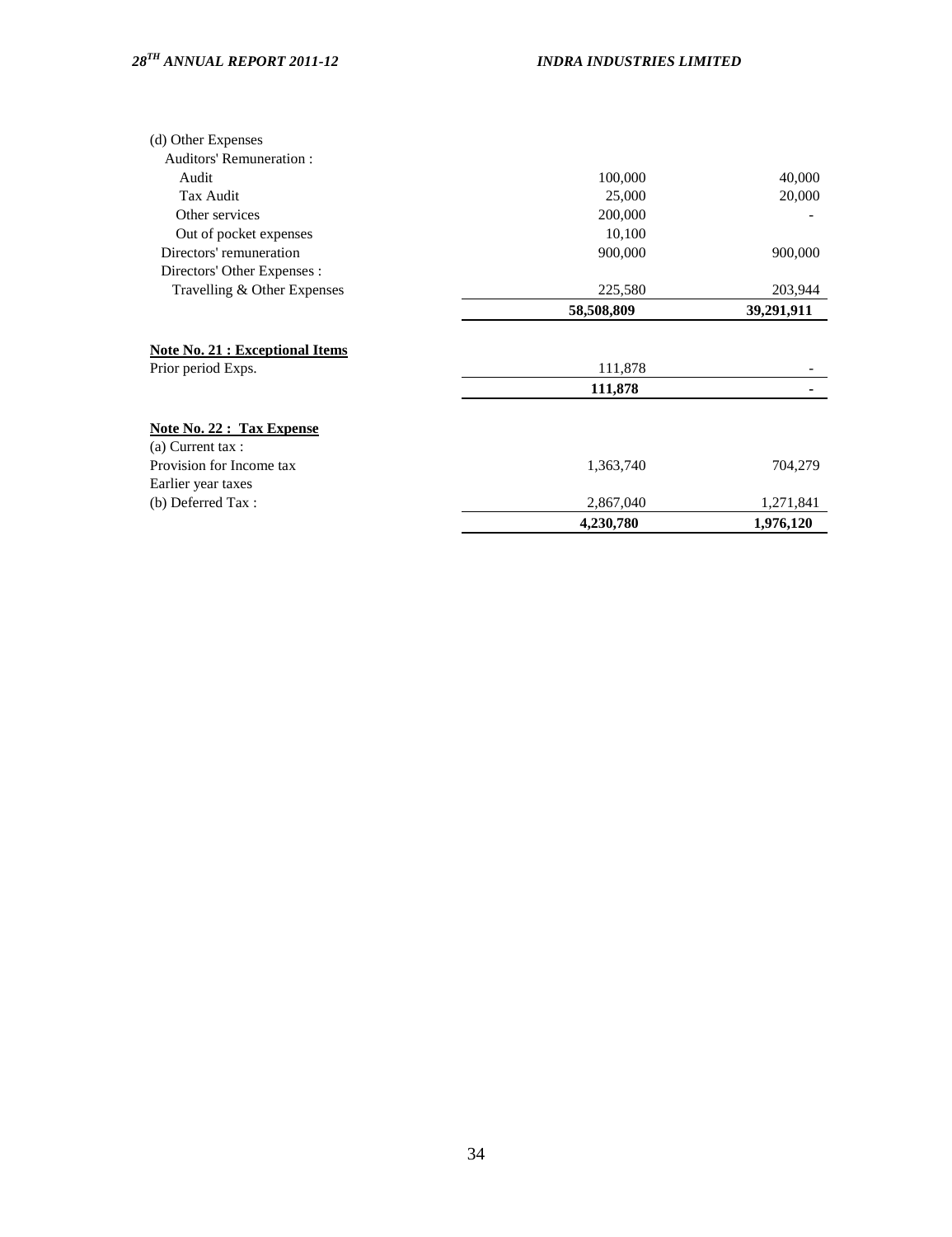| | | |
|---|---|---|
| (d) Other Expenses | | |
| Auditors' Remuneration : | | |
| Audit | 100,000 | 40,000 |
| Tax Audit | 25,000 | 20,000 |
| Other services | 200,000 | - |
| Out of pocket expenses | 10,100 | |
| Directors' remuneration | 900,000 | 900,000 |
| Directors' Other Expenses : | | |
| Travelling & Other Expenses | 225,580 | 203,944 |
| | **58,508,809** | **39,291,911** |

**Note No. 21 : Exceptional Items**

| | | |
|---|---|---|
| Prior period Exps. | 111,878 | - |
| | **111,878** | **-** |

**Note No. 22 : Tax Expense**

| | | |
|---|---|---|
| (a) Current tax : | | |
| Provision for Income tax | 1,363,740 | 704,279 |
| Earlier year taxes | | |
| (b) Deferred Tax : | 2,867,040 | 1,271,841 |
| | **4,230,780** | **1,976,120** |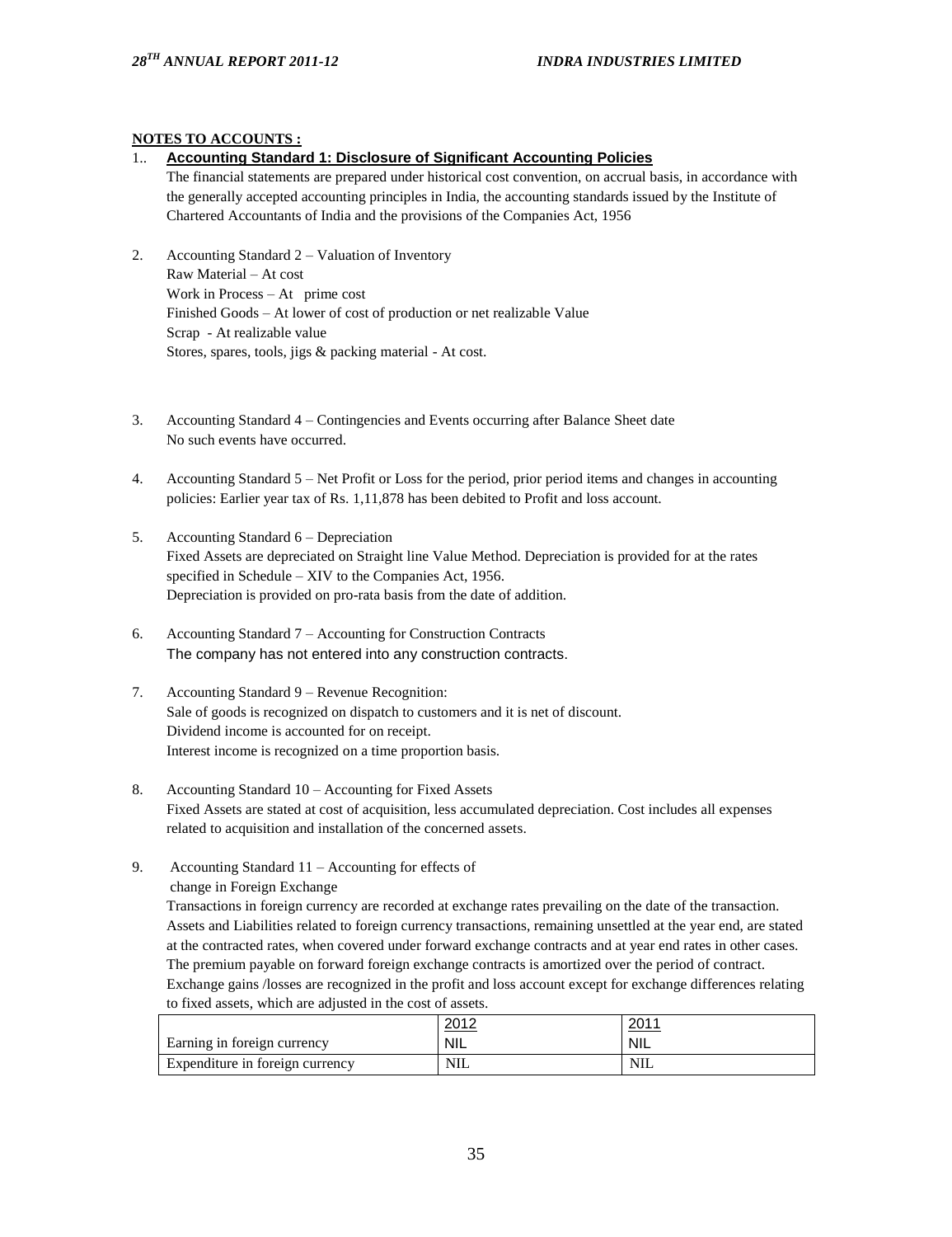**NOTES TO ACCOUNTS :**

1.. **Accounting Standard 1: Disclosure of Significant Accounting Policies**

The financial statements are prepared under historical cost convention, on accrual basis, in accordance with the generally accepted accounting principles in India, the accounting standards issued by the Institute of Chartered Accountants of India and the provisions of the Companies Act, 1956

2. Accounting Standard 2 – Valuation of Inventory
   Raw Material – At cost
   Work in Process – At prime cost
   Finished Goods – At lower of cost of production or net realizable Value
   Scrap - At realizable value
   Stores, spares, tools, jigs & packing material - At cost.

3. Accounting Standard 4 – Contingencies and Events occurring after Balance Sheet date
   No such events have occurred.

4. Accounting Standard 5 – Net Profit or Loss for the period, prior period items and changes in accounting policies: Earlier year tax of Rs. 1,11,878 has been debited to Profit and loss account.

5. Accounting Standard 6 – Depreciation
   Fixed Assets are depreciated on Straight line Value Method. Depreciation is provided for at the rates specified in Schedule – XIV to the Companies Act, 1956.
   Depreciation is provided on pro-rata basis from the date of addition.

6. Accounting Standard 7 – Accounting for Construction Contracts
   The company has not entered into any construction contracts.

7. Accounting Standard 9 – Revenue Recognition:
   Sale of goods is recognized on dispatch to customers and it is net of discount.
   Dividend income is accounted for on receipt.
   Interest income is recognized on a time proportion basis.

8. Accounting Standard 10 – Accounting for Fixed Assets
   Fixed Assets are stated at cost of acquisition, less accumulated depreciation. Cost includes all expenses related to acquisition and installation of the concerned assets.

9. Accounting Standard 11 – Accounting for effects of change in Foreign Exchange
   Transactions in foreign currency are recorded at exchange rates prevailing on the date of the transaction. Assets and Liabilities related to foreign currency transactions, remaining unsettled at the year end, are stated at the contracted rates, when covered under forward exchange contracts and at year end rates in other cases. The premium payable on forward foreign exchange contracts is amortized over the period of contract. Exchange gains /losses are recognized in the profit and loss account except for exchange differences relating to fixed assets, which are adjusted in the cost of assets.

| | 2012 | 2011 |
|---|---|---|
| Earning in foreign currency | NIL | NIL |
| Expenditure in foreign currency | NIL | NIL |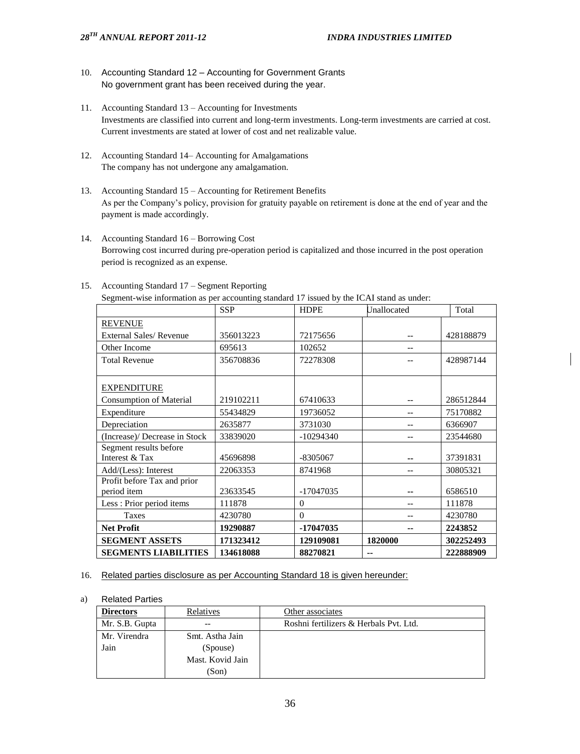10. Accounting Standard 12 – Accounting for Government Grants
    No government grant has been received during the year.

11. Accounting Standard 13 – Accounting for Investments
    Investments are classified into current and long-term investments. Long-term investments are carried at cost. Current investments are stated at lower of cost and net realizable value.

12. Accounting Standard 14– Accounting for Amalgamations
    The company has not undergone any amalgamation.

13. Accounting Standard 15 – Accounting for Retirement Benefits
    As per the Company's policy, provision for gratuity payable on retirement is done at the end of year and the payment is made accordingly.

14. Accounting Standard 16 – Borrowing Cost
    Borrowing cost incurred during pre-operation period is capitalized and those incurred in the post operation period is recognized as an expense.

15. Accounting Standard 17 – Segment Reporting
    Segment-wise information as per accounting standard 17 issued by the ICAI stand as under:

| | SSP | HDPE | Unallocated | Total |
|---|---|---|---|---|
| REVENUE<br>External Sales/ Revenue | 356013223 | 72175656 | -- | 428188879 |
| Other Income | 695613 | 102652 | -- | |
| Total Revenue | 356708836 | 72278308 | -- | 428987144 |
| EXPENDITURE<br>Consumption of Material | 219102211 | 67410633 | -- | 286512844 |
| Expenditure | 55434829 | 19736052 | -- | 75170882 |
| Depreciation | 2635877 | 3731030 | -- | 6366907 |
| (Increase)/ Decrease in Stock | 33839020 | -10294340 | -- | 23544680 |
| Segment results before Interest & Tax | 45696898 | -8305067 | -- | 37391831 |
| Add/(Less): Interest | 22063353 | 8741968 | -- | 30805321 |
| Profit before Tax and prior period item | 23633545 | -17047035 | -- | 6586510 |
| Less : Prior period items | 111878 | 0 | -- | 111878 |
| Taxes | 4230780 | 0 | -- | 4230780 |
| **Net Profit** | **19290887** | **-17047035** | **--** | **2243852** |
| **SEGMENT ASSETS** | **171323412** | **129109081** | **1820000** | **302252493** |
| **SEGMENTS LIABILITIES** | **134618088** | **88270821** | **--** | **222888909** |

16. Related parties disclosure as per Accounting Standard 18 is given hereunder:

a) Related Parties

| Directors | Relatives | Other associates |
|---|---|---|
| Mr. S.B. Gupta | -- | Roshni fertilizers & Herbals Pvt. Ltd. |
| Mr. Virendra Jain | Smt. Astha Jain (Spouse)<br>Mast. Kovid Jain (Son) | |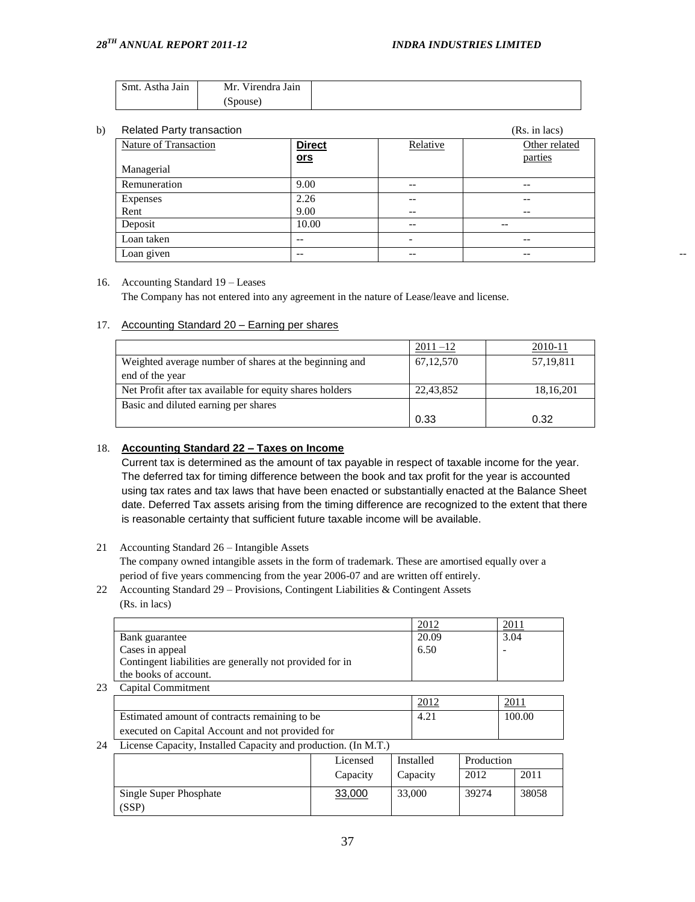| Smt. Astha Jain | Mr. Virendra Jain (Spouse) | |
|---|---|---|

b) Related Party transaction (Rs. in lacs)

| Nature of Transaction<br>Managerial | **Directors** | Relative | Other related parties |
|---|---|---|---|
| Remuneration | 9.00 | -- | -- |
| Expenses<br>Rent | 2.26<br>9.00 | --<br>-- | --<br>-- |
| Deposit | 10.00 | -- | -- |
| Loan taken | -- | - | -- |
| Loan given | -- | -- | -- |

--

16. Accounting Standard 19 – Leases

 The Company has not entered into any agreement in the nature of Lease/leave and license.

17. Accounting Standard 20 – Earning per shares

| | 2011 –12 | 2010-11 |
|---|---|---|
| Weighted average number of shares at the beginning and end of the year | 67,12,570 | 57,19,811 |
| Net Profit after tax available for equity shares holders | 22,43,852 | 18,16,201 |
| Basic and diluted earning per shares | 0.33 | 0.32 |

18. **Accounting Standard 22 – Taxes on Income**

 Current tax is determined as the amount of tax payable in respect of taxable income for the year. The deferred tax for timing difference between the book and tax profit for the year is accounted using tax rates and tax laws that have been enacted or substantially enacted at the Balance Sheet date. Deferred Tax assets arising from the timing difference are recognized to the extent that there is reasonable certainty that sufficient future taxable income will be available.

21 Accounting Standard 26 – Intangible Assets

 The company owned intangible assets in the form of trademark. These are amortised equally over a period of five years commencing from the year 2006-07 and are written off entirely.

22 Accounting Standard 29 – Provisions, Contingent Liabilities & Contingent Assets

 (Rs. in lacs)

| | 2012 | 2011 |
|---|---|---|
| Bank guarantee | 20.09 | 3.04 |
| Cases in appeal | 6.50 | - |
| Contingent liabilities are generally not provided for in the books of account. | | |

23 Capital Commitment

| | 2012 | 2011 |
|---|---|---|
| Estimated amount of contracts remaining to be executed on Capital Account and not provided for | 4.21 | 100.00 |

24 License Capacity, Installed Capacity and production. (In M.T.)

| | Licensed Capacity | Installed Capacity | Production | |
|---|---|---|---|---|
| | | | 2012 | 2011 |
| Single Super Phosphate (SSP) | 33,000 | 33,000 | 39274 | 38058 |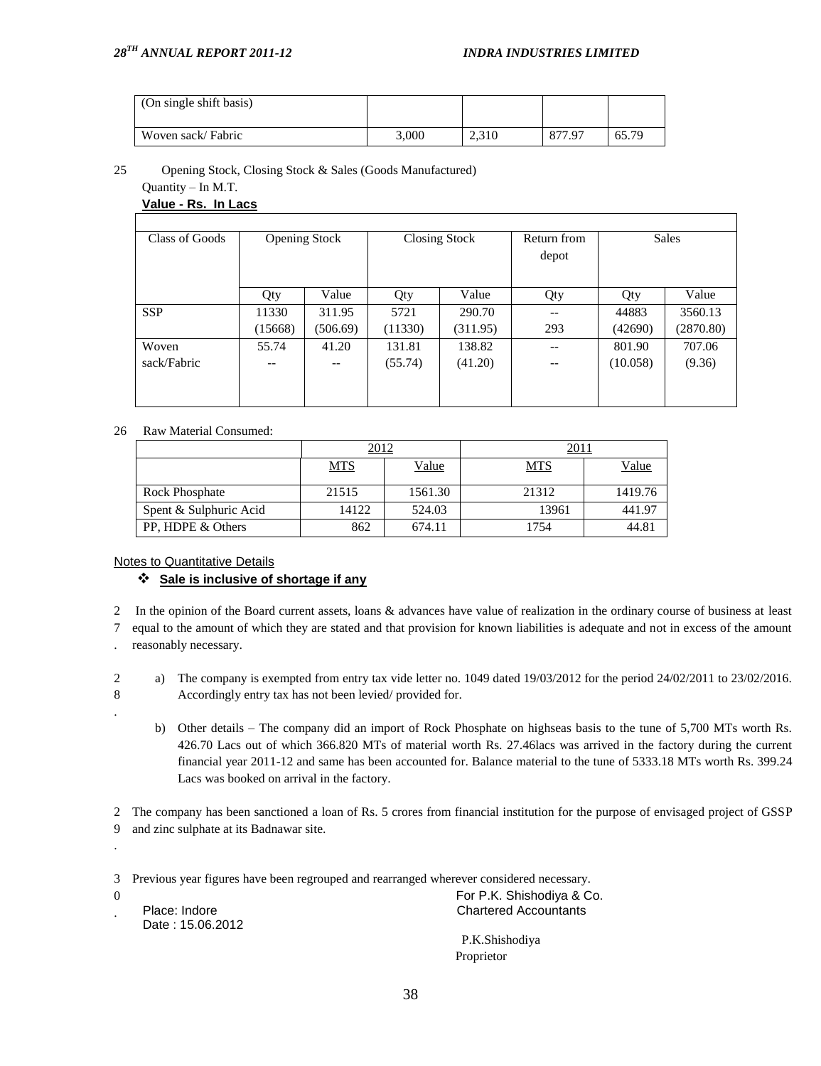| (On single shift basis) | | | | |
|---|---|---|---|---|
| Woven sack/ Fabric | 3,000 | 2,310 | 877.97 | 65.79 |

25 Opening Stock, Closing Stock & Sales (Goods Manufactured)

Quantity – In M.T.

**Value - Rs. In Lacs**

| Class of Goods | Opening Stock | | Closing Stock | | Return from depot | Sales | |
|---|---|---|---|---|---|---|---|
| | Qty | Value | Qty | Value | Qty | Qty | Value |
| SSP | 11330<br>(15668) | 311.95<br>(506.69) | 5721<br>(11330) | 290.70<br>(311.95) | --<br>293 | 44883<br>(42690) | 3560.13<br>(2870.80) |
| Woven sack/Fabric | 55.74<br>-- | 41.20<br>-- | 131.81<br>(55.74) | 138.82<br>(41.20) | --<br>-- | 801.90<br>(10.058) | 707.06<br>(9.36) |

26 Raw Material Consumed:

| | 2012 | | 2011 | |
|---|---|---|---|---|
| | MTS | Value | MTS | Value |
| Rock Phosphate | 21515 | 1561.30 | 21312 | 1419.76 |
| Spent & Sulphuric Acid | 14122 | 524.03 | 13961 | 441.97 |
| PP, HDPE & Others | 862 | 674.11 | 1754 | 44.81 |

Notes to Quantitative Details

- **Sale is inclusive of shortage if any**

27. In the opinion of the Board current assets, loans & advances have value of realization in the ordinary course of business at least equal to the amount of which they are stated and that provision for known liabilities is adequate and not in excess of the amount reasonably necessary.

28.
   a) The company is exempted from entry tax vide letter no. 1049 dated 19/03/2012 for the period 24/02/2011 to 23/02/2016. Accordingly entry tax has not been levied/ provided for.

   b) Other details – The company did an import of Rock Phosphate on highseas basis to the tune of 5,700 MTs worth Rs. 426.70 Lacs out of which 366.820 MTs of material worth Rs. 27.46lacs was arrived in the factory during the current financial year 2011-12 and same has been accounted for. Balance material to the tune of 5333.18 MTs worth Rs. 399.24 Lacs was booked on arrival in the factory.

29. The company has been sanctioned a loan of Rs. 5 crores from financial institution for the purpose of envisaged project of GSSP and zinc sulphate at its Badnawar site.

30. Previous year figures have been regrouped and rearranged wherever considered necessary.

Place: Indore
Date : 15.06.2012

For P.K. Shishodiya & Co.
Chartered Accountants

P.K.Shishodiya
Proprietor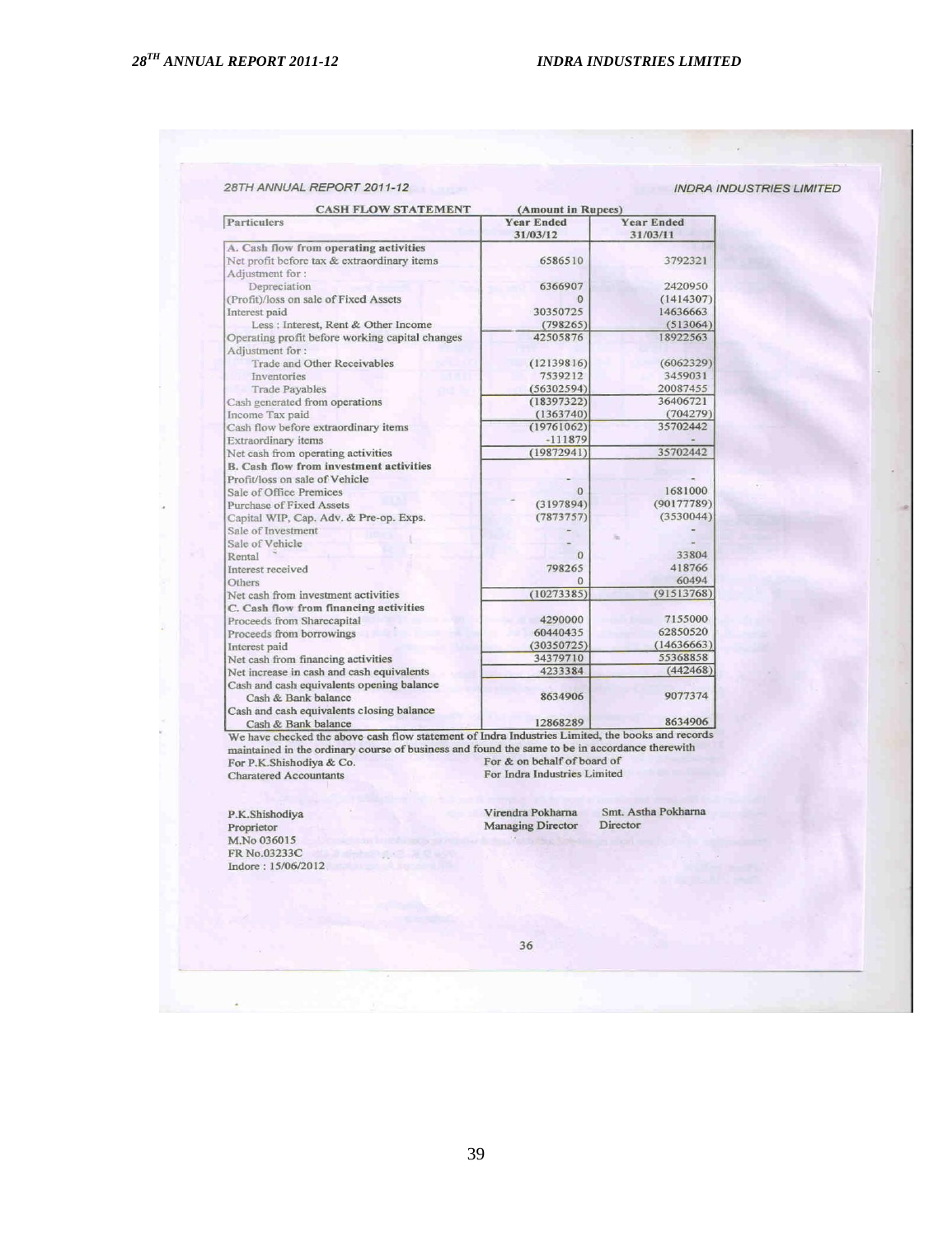## CASH FLOW STATEMENT

(Amount in Rupees)

| Particulers | Year Ended 31/03/12 | Year Ended 31/03/11 |
|---|---|---|
| **A. Cash flow from operating activities** | | |
| Net profit before tax & extraordinary items | 6586510 | 3792321 |
| Adjustment for : | | |
| Depreciation | 6366907 | 2420950 |
| (Profit)/loss on sale of Fixed Assets | 0 | (1414307) |
| Interest paid | 30350725 | 14636663 |
| Less : Interest, Rent & Other Income | (798265) | (513064) |
| Operating profit before working capital changes | 42505876 | 18922563 |
| Adjustment for : | | |
| Trade and Other Receivables | (12139816) | (6062329) |
| Inventories | 7539212 | 3459031 |
| Trade Payables | (56302594) | 20087455 |
| Cash generated from operations | (18397322) | 36406721 |
| Income Tax paid | (1363740) | (704279) |
| Cash flow before extraordinary items | (19761062) | 35702442 |
| Extraordinary items | -111879 | - |
| Net cash from operating activities | (19872941) | 35702442 |
| **B. Cash flow from investment activities** | | |
| Profit/loss on sale of Vehicle | - | - |
| Sale of Office Premices | 0 | 1681000 |
| Purchase of Fixed Assets | (3197894) | (90177789) |
| Capital WIP, Cap. Adv. & Pre-op. Exps. | (7873757) | (3530044) |
| Sale of Investment | - | - |
| Sale of Vehicle | - | - |
| Rental | 0 | 33804 |
| Interest received | 798265 | 418766 |
| Others | 0 | 60494 |
| Net cash from investment activities | (10273385) | (91513768) |
| **C. Cash flow from financing activities** | | |
| Proceeds from Sharecapital | 4290000 | 7155000 |
| Proceeds from borrowings | 60440435 | 62850520 |
| Interest paid | (30350725) | (14636663) |
| Net cash from financing activities | 34379710 | 55368858 |
| Net increase in cash and cash equivalents | 4233384 | (442468) |
| Cash and cash equivalents opening balance Cash & Bank balance | 8634906 | 9077374 |
| Cash and cash equivalents closing balance Cash & Bank balance | 12868289 | 8634906 |

We have checked the above cash flow statement of Indra Industries Limited, the books and records maintained in the ordinary course of business and found the same to be in accordance therewith

For P.K.Shishodiya & Co.
Charatered Accountants

For & on behalf of board of
For Indra Industries Limited

P.K.Shishodiya
Proprietor
M.No 036015
FR No.03233C
Indore : 15/06/2012

Virendra Pokharna
Managing Director

Smt. Astha Pokharna
Director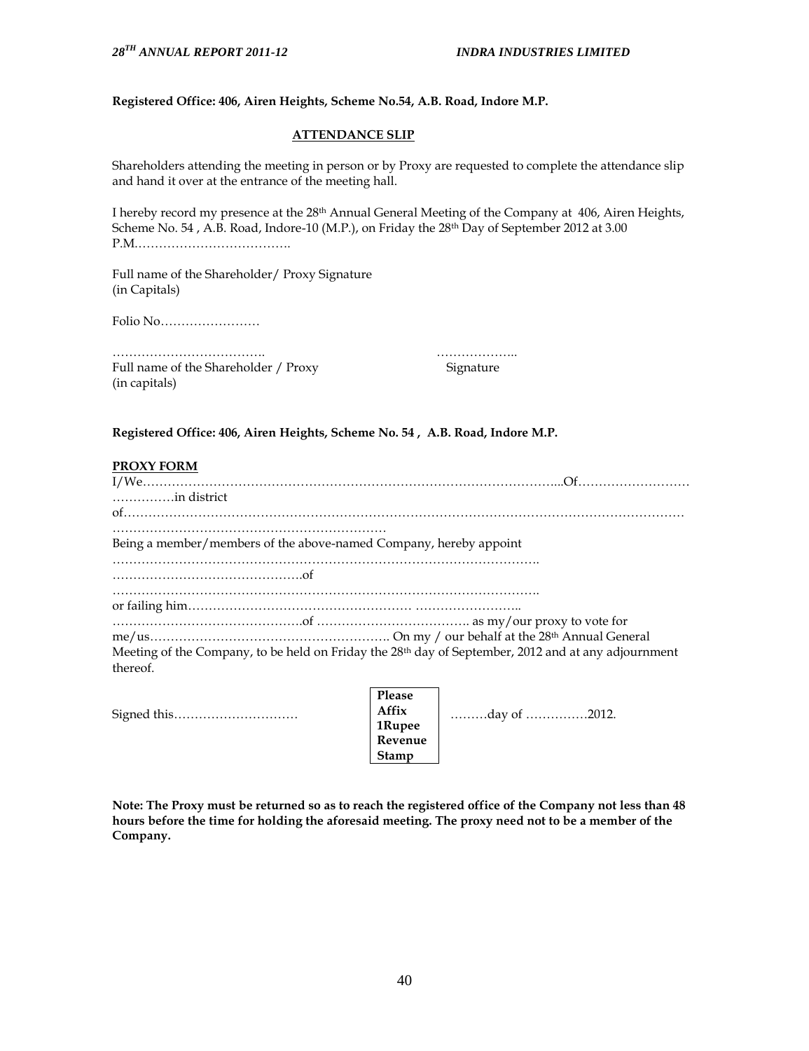**Registered Office: 406, Airen Heights, Scheme No.54, A.B. Road, Indore M.P.**

## ATTENDANCE SLIP

Shareholders attending the meeting in person or by Proxy are requested to complete the attendance slip and hand it over at the entrance of the meeting hall.

I hereby record my presence at the 28th Annual General Meeting of the Company at 406, Airen Heights, Scheme No. 54 , A.B. Road, Indore-10 (M.P.), on Friday the 28th Day of September 2012 at 3.00 P.M………………………………..

Full name of the Shareholder/ Proxy Signature
(in Capitals)

Folio No……………………

……………………………….                                        ………………..
Full name of the Shareholder / Proxy                    Signature
(in capitals)

**Registered Office: 406, Airen Heights, Scheme No. 54 , A.B. Road, Indore M.P.**

## PROXY FORM

I/We………………………………………………………………………………………...Of……………………… ……………in district of……………………………………………………………………………………………………………………… …………………………………………………………
Being a member/members of the above-named Company, hereby appoint
……………………………………………………………………………………….
……………………………………….of
……………………………………………………………………………………….
or failing him……………………………………………… ……………………..
……………………………………….of ………………………………. as my/our proxy to vote for me/us…………………………………………………. On my / our behalf at the 28th Annual General Meeting of the Company, to be held on Friday the 28th day of September, 2012 and at any adjournment thereof.

Signed this…………………………     **Please Affix 1Rupee Revenue Stamp**     ………day of ……………2012.

**Note: The Proxy must be returned so as to reach the registered office of the Company not less than 48 hours before the time for holding the aforesaid meeting. The proxy need not to be a member of the Company.**